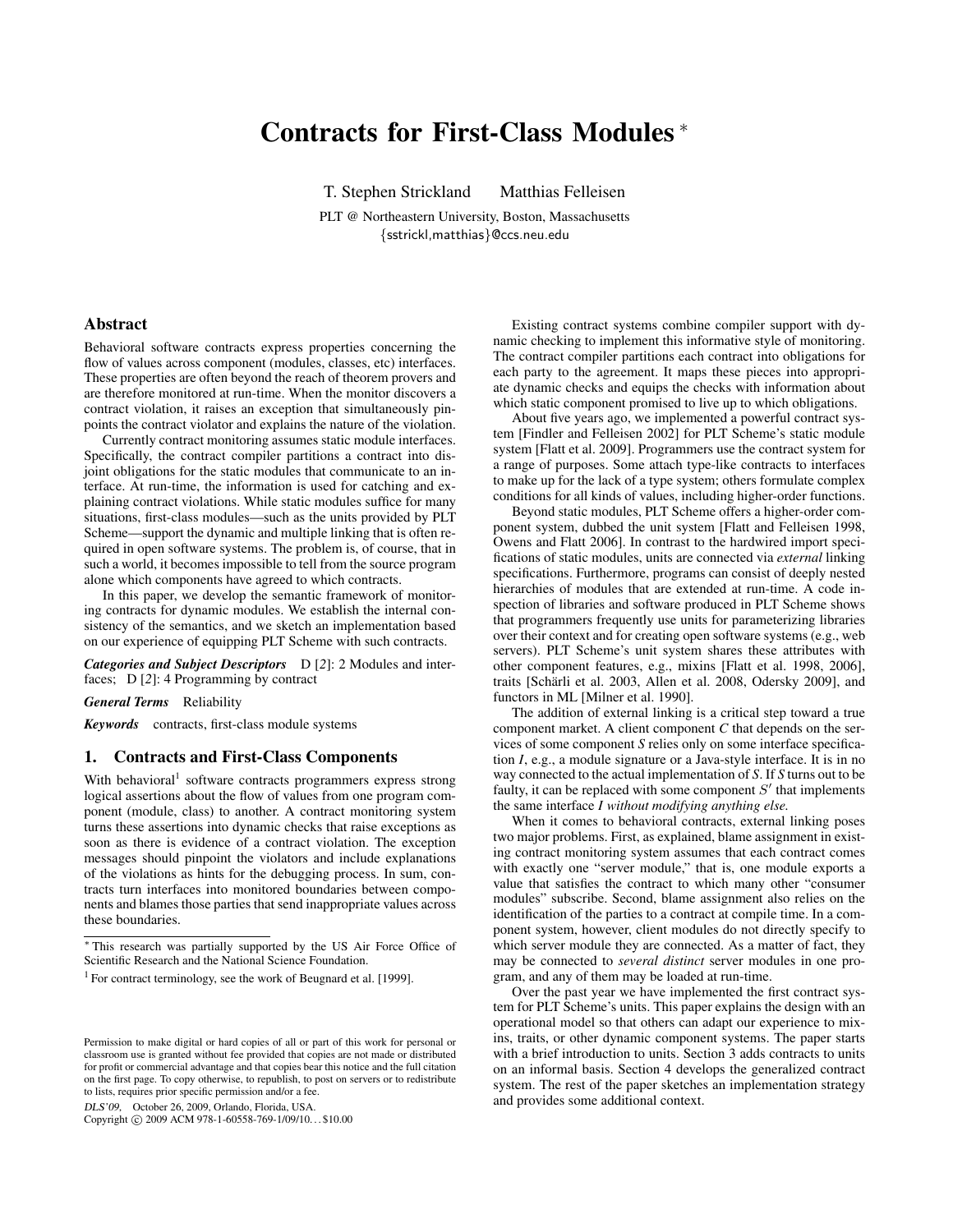# Contracts for First-Class Modules *

T. Stephen Strickland Matthias Felleisen

PLT @ Northeastern University, Boston, Massachusetts
{sstrickl,matthias}@ccs.neu.edu

## Abstract

Behavioral software contracts express properties concerning the flow of values across component (modules, classes, etc) interfaces. These properties are often beyond the reach of theorem provers and are therefore monitored at run-time. When the monitor discovers a contract violation, it raises an exception that simultaneously pinpoints the contract violator and explains the nature of the violation.

Currently contract monitoring assumes static module interfaces. Specifically, the contract compiler partitions a contract into disjoint obligations for the static modules that communicate to an interface. At run-time, the information is used for catching and explaining contract violations. While static modules suffice for many situations, first-class modules—such as the units provided by PLT Scheme—support the dynamic and multiple linking that is often required in open software systems. The problem is, of course, that in such a world, it becomes impossible to tell from the source program alone which components have agreed to which contracts.

In this paper, we develop the semantic framework of monitoring contracts for dynamic modules. We establish the internal consistency of the semantics, and we sketch an implementation based on our experience of equipping PLT Scheme with such contracts.

***Categories and Subject Descriptors*** D [2]: 2 Modules and interfaces; D [2]: 4 Programming by contract

***General Terms*** Reliability

***Keywords*** contracts, first-class module systems

## 1. Contracts and First-Class Components

With behavioral[1] software contracts programmers express strong logical assertions about the flow of values from one program component (module, class) to another. A contract monitoring system turns these assertions into dynamic checks that raise exceptions as soon as there is evidence of a contract violation. The exception messages should pinpoint the violators and include explanations of the violations as hints for the debugging process. In sum, contracts turn interfaces into monitored boundaries between components and blames those parties that send inappropriate values across these boundaries.

Existing contract systems combine compiler support with dynamic checking to implement this informative style of monitoring. The contract compiler partitions each contract into obligations for each party to the agreement. It maps these pieces into appropriate dynamic checks and equips the checks with information about which static component promised to live up to which obligations.

About five years ago, we implemented a powerful contract system [Findler and Felleisen 2002] for PLT Scheme's static module system [Flatt et al. 2009]. Programmers use the contract system for a range of purposes. Some attach type-like contracts to interfaces to make up for the lack of a type system; others formulate complex conditions for all kinds of values, including higher-order functions.

Beyond static modules, PLT Scheme offers a higher-order component system, dubbed the unit system [Flatt and Felleisen 1998, Owens and Flatt 2006]. In contrast to the hardwired import specifications of static modules, units are connected via *external* linking specifications. Furthermore, programs can consist of deeply nested hierarchies of modules that are extended at run-time. A code inspection of libraries and software produced in PLT Scheme shows that programmers frequently use units for parameterizing libraries over their context and for creating open software systems (e.g., web servers). PLT Scheme's unit system shares these attributes with other component features, e.g., mixins [Flatt et al. 1998, 2006], traits [Schärli et al. 2003, Allen et al. 2008, Odersky 2009], and functors in ML [Milner et al. 1990].

The addition of external linking is a critical step toward a true component market. A client component *C* that depends on the services of some component *S* relies only on some interface specification *I*, e.g., a module signature or a Java-style interface. It is in no way connected to the actual implementation of *S*. If *S* turns out to be faulty, it can be replaced with some component $S'$ that implements the same interface *I without modifying anything else.*

When it comes to behavioral contracts, external linking poses two major problems. First, as explained, blame assignment in existing contract monitoring system assumes that each contract comes with exactly one "server module," that is, one module exports a value that satisfies the contract to which many other "consumer modules" subscribe. Second, blame assignment also relies on the identification of the parties to a contract at compile time. In a component system, however, client modules do not directly specify to which server module they are connected. As a matter of fact, they may be connected to *several distinct* server modules in one program, and any of them may be loaded at run-time.

Over the past year we have implemented the first contract system for PLT Scheme's units. This paper explains the design with an operational model so that others can adapt our experience to mixins, traits, or other dynamic component systems. The paper starts with a brief introduction to units. Section 3 adds contracts to units on an informal basis. Section 4 develops the generalized contract system. The rest of the paper sketches an implementation strategy and provides some additional context.

---

* This research was partially supported by the US Air Force Office of Scientific Research and the National Science Foundation.

[1] For contract terminology, see the work of Beugnard et al. [1999].

Permission to make digital or hard copies of all or part of this work for personal or classroom use is granted without fee provided that copies are not made or distributed for profit or commercial advantage and that copies bear this notice and the full citation on the first page. To copy otherwise, to republish, to post on servers or to redistribute to lists, requires prior specific permission and/or a fee.

*DLS'09,* October 26, 2009, Orlando, Florida, USA.
Copyright © 2009 ACM 978-1-60558-769-1/09/10... $10.00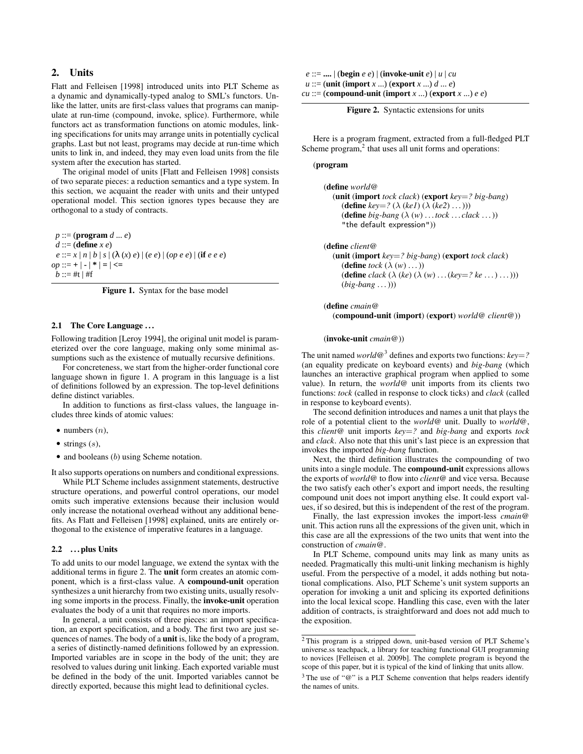## 2. Units

Flatt and Felleisen [1998] introduced units into PLT Scheme as a dynamic and dynamically-typed analog to SML's functors. Unlike the latter, units are first-class values that programs can manipulate at run-time (compound, invoke, splice). Furthermore, while functors act as transformation functions on atomic modules, linking specifications for units may arrange units in potentially cyclical graphs. Last but not least, programs may decide at run-time which units to link in, and indeed, they may even load units from the file system after the execution has started.

The original model of units [Flatt and Felleisen 1998] consists of two separate pieces: a reduction semantics and a type system. In this section, we acquaint the reader with units and their untyped operational model. This section ignores types because they are orthogonal to a study of contracts.

```
 p ::= (program d ... e)
 d ::= (define x e)
 e ::= x | n | b | s | (λ (x) e) | (e e) | (op e e) | (if e e e)
op ::= + | - | * | = | <=
 b ::= #t | #f
```

**Figure 1.** Syntax for the base model

### 2.1 The Core Language ...

Following tradition [Leroy 1994], the original unit model is parameterized over the core language, making only some minimal assumptions such as the existence of mutually recursive definitions.

For concreteness, we start from the higher-order functional core language shown in figure 1. A program in this language is a list of definitions followed by an expression. The top-level definitions define distinct variables.

In addition to functions as first-class values, the language includes three kinds of atomic values:

- numbers ($n$),
- strings ($s$),
- and booleans ($b$) using Scheme notation.

It also supports operations on numbers and conditional expressions.

While PLT Scheme includes assignment statements, destructive structure operations, and powerful control operations, our model omits such imperative extensions because their inclusion would only increase the notational overhead without any additional benefits. As Flatt and Felleisen [1998] explained, units are entirely orthogonal to the existence of imperative features in a language.

### 2.2 ... plus Units

To add units to our model language, we extend the syntax with the additional terms in figure 2. The **unit** form creates an atomic component, which is a first-class value. A **compound-unit** operation synthesizes a unit hierarchy from two existing units, usually resolving some imports in the process. Finally, the **invoke-unit** operation evaluates the body of a unit that requires no more imports.

In general, a unit consists of three pieces: an import specification, an export specification, and a body. The first two are just sequences of names. The body of a **unit** is, like the body of a program, a series of distinctly-named definitions followed by an expression. Imported variables are in scope in the body of the unit; they are resolved to values during unit linking. Each exported variable must be defined in the body of the unit. Imported variables cannot be directly exported, because this might lead to definitional cycles.

```
 e ::= .... | (begin e e) | (invoke-unit e) | u | cu
 u ::= (unit (import x ...) (export x ...) d ... e)
cu ::= (compound-unit (import x ...) (export x ...) e e)
```

**Figure 2.** Syntactic extensions for units

Here is a program fragment, extracted from a full-fledged PLT Scheme program,[2] that uses all unit forms and operations:

```
(program

  (define world@
    (unit (import tock clack) (export key=? big-bang)
      (define key=? (λ (ke1) (λ (ke2) ...)))
      (define big-bang (λ (w) ... tock ... clack ...))
      "the default expression"))

  (define client@
    (unit (import key=? big-bang) (export tock clack)
      (define tock (λ (w) ...))
      (define clack (λ (ke) (λ (w) ... (key=? ke ...) ...)))
      (big-bang ...)))

  (define cmain@
    (compound-unit (import) (export) world@ client@))

  (invoke-unit cmain@))
```

The unit named *world@*[3] defines and exports two functions: *key=?* (an equality predicate on keyboard events) and *big-bang* (which launches an interactive graphical program when applied to some value). In return, the *world@* unit imports from its clients two functions: *tock* (called in response to clock ticks) and *clack* (called in response to keyboard events).

The second definition introduces and names a unit that plays the role of a potential client to the *world@* unit. Dually to *world@*, this *client@* unit imports *key=?* and *big-bang* and exports *tock* and *clack*. Also note that this unit's last piece is an expression that invokes the imported *big-bang* function.

Next, the third definition illustrates the compounding of two units into a single module. The **compound-unit** expressions allows the exports of *world@* to flow into *client@* and vice versa. Because the two satisfy each other's export and import needs, the resulting compound unit does not import anything else. It could export values, if so desired, but this is independent of the rest of the program.

Finally, the last expression invokes the import-less *cmain@* unit. This action runs all the expressions of the given unit, which in this case are all the expressions of the two units that went into the construction of *cmain@*.

In PLT Scheme, compound units may link as many units as needed. Pragmatically this multi-unit linking mechanism is highly useful. From the perspective of a model, it adds nothing but notational complications. Also, PLT Scheme's unit system supports an operation for invoking a unit and splicing its exported definitions into the local lexical scope. Handling this case, even with the later addition of contracts, is straightforward and does not add much to the exposition.

[2] This program is a stripped down, unit-based version of PLT Scheme's universe.ss teachpack, a library for teaching functional GUI programming to novices [Felleisen et al. 2009b]. The complete program is beyond the scope of this paper, but it is typical of the kind of linking that units allow.

[3] The use of "@" is a PLT Scheme convention that helps readers identify the names of units.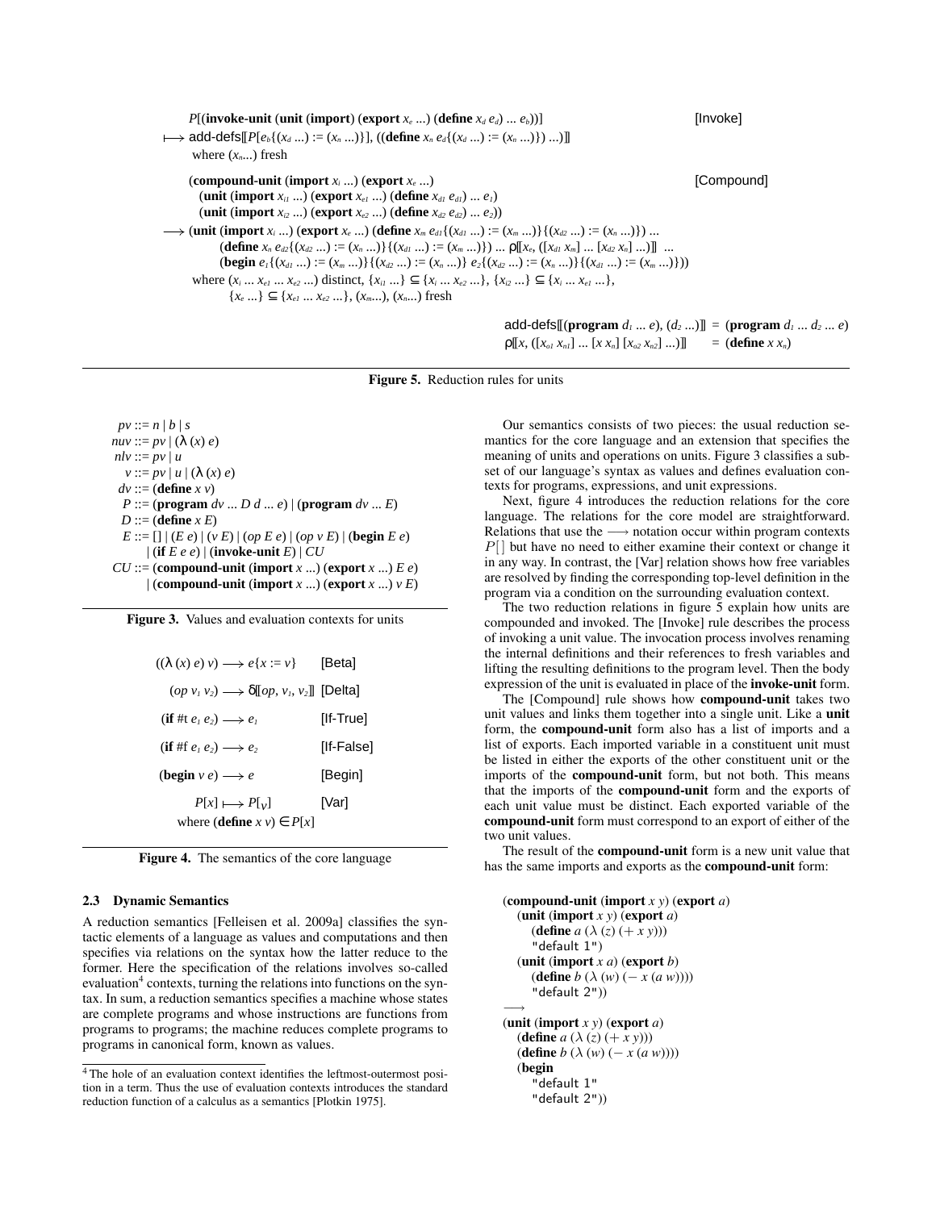$$P[(\textbf{invoke-unit}\ (\textbf{unit}\ (\textbf{import})\ (\textbf{export}\ x_e\ ...)\ (\textbf{define}\ x_d\ e_d)\ ...\ e_b))] \qquad \text{[Invoke]}$$

$$\longmapsto \text{add-defs}[\![P[e_b\{(x_d\ ...) := (x_n\ ...)\}], ((\textbf{define}\ x_n\ e_d\{(x_d\ ...) := (x_n\ ...)\})\ ...)]\!]$$

where $(x_n ...)$ fresh

$$(\textbf{compound-unit}\ (\textbf{import}\ x_i\ ...)\ (\textbf{export}\ x_e\ ...) \qquad \text{[Compound]}$$
$$(\textbf{unit}\ (\textbf{import}\ x_{i1}\ ...)\ (\textbf{export}\ x_{e1}\ ...)\ (\textbf{define}\ x_{d1}\ e_{d1})\ ...\ e_1)$$
$$(\textbf{unit}\ (\textbf{import}\ x_{i2}\ ...)\ (\textbf{export}\ x_{e2}\ ...)\ (\textbf{define}\ x_{d2}\ e_{d2})\ ...\ e_2))$$
$$\longrightarrow (\textbf{unit}\ (\textbf{import}\ x_i\ ...)\ (\textbf{export}\ x_e\ ...)\ (\textbf{define}\ x_m\ e_{d1}\{(x_{d1}\ ...) := (x_m\ ...)\}\{(x_{d2}\ ...) := (x_n\ ...)\})\ ...$$
$$(\textbf{define}\ x_n\ e_{d2}\{(x_{d2}\ ...) := (x_n\ ...)\}\{(x_{d1}\ ...) := (x_m\ ...)\})\ ...\ \rho[\![x_e, ([x_{d1}\ x_m]\ ...\ [x_{d2}\ x_n]\ ...)]\!]\ ...$$
$$(\textbf{begin}\ e_1\{(x_{d1}\ ...) := (x_m\ ...)\}\{(x_{d2}\ ...) := (x_n\ ...)\}\ e_2\{(x_{d2}\ ...) := (x_n\ ...)\}\{(x_{d1}\ ...) := (x_m\ ...)\}))$$

where $(x_i\ ...\ x_{e1}\ ...\ x_{e2}\ ...)$ distinct, $\{x_{i1}\ ...\} \subseteq \{x_i\ ...\ x_{e2}\ ...\}$, $\{x_{i2}\ ...\} \subseteq \{x_i\ ...\ x_{e1}\ ...\}$,
$\{x_e\ ...\} \subseteq \{x_{e1}\ ...\ x_{e2}\ ...\}$, $(x_m ...)$, $(x_n ...)$ fresh

$$\text{add-defs}[\![(\textbf{program}\ d_1\ ...\ e), (d_2\ ...)]\!] = (\textbf{program}\ d_1\ ...\ d_2\ ...\ e)$$
$$\rho[\![x, ([x_{o1}\ x_{n1}]\ ...\ [x\ x_n]\ [x_{o2}\ x_{n2}]\ ...)]\!] = (\textbf{define}\ x\ x_n)$$

**Figure 5.** Reduction rules for units

$pv ::= n \mid b \mid s$
$nuv ::= pv \mid (\lambda\ (x)\ e)$
$nlv ::= pv \mid u$
$v ::= pv \mid u \mid (\lambda\ (x)\ e)$
$dv ::= (\textbf{define}\ x\ v)$
$P ::= (\textbf{program}\ dv\ ...\ D\ d\ ...\ e) \mid (\textbf{program}\ dv\ ...\ E)$
$D ::= (\textbf{define}\ x\ E)$
$E ::= [\,] \mid (E\ e) \mid (v\ E) \mid (op\ E\ e) \mid (op\ v\ E) \mid (\textbf{begin}\ E\ e)$
$\quad \mid (\textbf{if}\ E\ e\ e) \mid (\textbf{invoke-unit}\ E) \mid CU$
$CU ::= (\textbf{compound-unit}\ (\textbf{import}\ x\ ...)\ (\textbf{export}\ x\ ...)\ E\ e)$
$\quad \mid (\textbf{compound-unit}\ (\textbf{import}\ x\ ...)\ (\textbf{export}\ x\ ...)\ v\ E)$

**Figure 3.** Values and evaluation contexts for units

| | |
|---|---|
| $((\lambda\ (x)\ e)\ v) \longrightarrow e\{x := v\}$ | [Beta] |
| $(op\ v_1\ v_2) \longrightarrow \delta[\![op, v_1, v_2]\!]$ | [Delta] |
| $(\textbf{if}\ \#t\ e_1\ e_2) \longrightarrow e_1$ | [If-True] |
| $(\textbf{if}\ \#f\ e_1\ e_2) \longrightarrow e_2$ | [If-False] |
| $(\textbf{begin}\ v\ e) \longrightarrow e$ | [Begin] |
| $P[x] \longmapsto P[v]$ where $(\textbf{define}\ x\ v) \in P[x]$ | [Var] |

**Figure 4.** The semantics of the core language

### 2.3 Dynamic Semantics

A reduction semantics [Felleisen et al. 2009a] classifies the syntactic elements of a language as values and computations and then specifies via relations on the syntax how the latter reduce to the former. Here the specification of the relations involves so-called evaluation[4] contexts, turning the relations into functions on the syntax. In sum, a reduction semantics specifies a machine whose states are complete programs and whose instructions are functions from programs to programs; the machine reduces complete programs to programs in canonical form, known as values.

[4] The hole of an evaluation context identifies the leftmost-outermost position in a term. Thus the use of evaluation contexts introduces the standard reduction function of a calculus as a semantics [Plotkin 1975].

Our semantics consists of two pieces: the usual reduction semantics for the core language and an extension that specifies the meaning of units and operations on units. Figure 3 classifies a subset of our language's syntax as values and defines evaluation contexts for programs, expressions, and unit expressions.

Next, figure 4 introduces the reduction relations for the core language. The relations for the core model are straightforward. Relations that use the $\longrightarrow$ notation occur within program contexts $P[\,]$ but have no need to either examine their context or change it in any way. In contrast, the [Var] relation shows how free variables are resolved by finding the corresponding top-level definition in the program via a condition on the surrounding evaluation context.

The two reduction relations in figure 5 explain how units are compounded and invoked. The [Invoke] rule describes the process of invoking a unit value. The invocation process involves renaming the internal definitions and their references to fresh variables and lifting the resulting definitions to the program level. Then the body expression of the unit is evaluated in place of the **invoke-unit** form.

The [Compound] rule shows how **compound-unit** takes two unit values and links them together into a single unit. Like a **unit** form, the **compound-unit** form also has a list of imports and a list of exports. Each imported variable in a constituent unit must be listed in either the exports of the other constituent unit or the imports of the **compound-unit** form, but not both. This means that the imports of the **compound-unit** form and the exports of each unit value must be distinct. Each exported variable of the **compound-unit** form must correspond to an export of either of the two unit values.

The result of the **compound-unit** form is a new unit value that has the same imports and exports as the **compound-unit** form:

```
(compound-unit (import x y) (export a)
  (unit (import x y) (export a)
    (define a (λ (z) (+ x y)))
    "default 1")
  (unit (import x a) (export b)
    (define b (λ (w) (− x (a w))))
    "default 2"))
⟶
(unit (import x y) (export a)
  (define a (λ (z) (+ x y)))
  (define b (λ (w) (− x (a w))))
  (begin
    "default 1"
    "default 2"))
```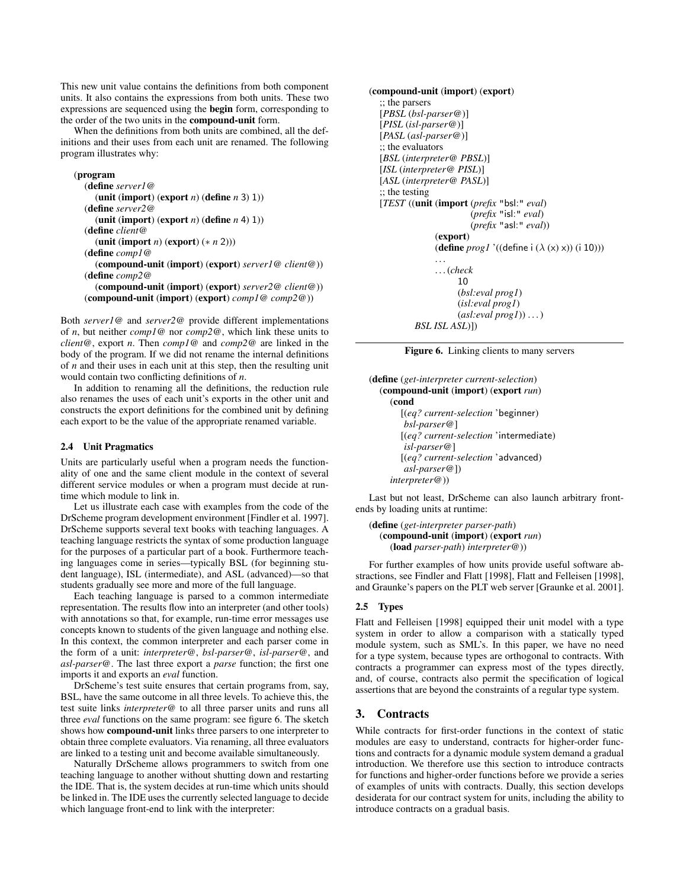This new unit value contains the definitions from both component units. It also contains the expressions from both units. These two expressions are sequenced using the **begin** form, corresponding to the order of the two units in the **compound-unit** form.

When the definitions from both units are combined, all the definitions and their uses from each unit are renamed. The following program illustrates why:

```
(program
  (define server1@
    (unit (import) (export n) (define n 3) 1))
  (define server2@
    (unit (import) (export n) (define n 4) 1))
  (define client@
    (unit (import n) (export) (* n 2)))
  (define comp1@
    (compound-unit (import) (export) server1@ client@))
  (define comp2@
    (compound-unit (import) (export) server2@ client@))
  (compound-unit (import) (export) comp1@ comp2@))
```

Both *server1@* and *server2@* provide different implementations of *n*, but neither *comp1@* nor *comp2@*, which link these units to *client@*, export *n*. Then *comp1@* and *comp2@* are linked in the body of the program. If we did not rename the internal definitions of *n* and their uses in each unit at this step, then the resulting unit would contain two conflicting definitions of *n*.

In addition to renaming all the definitions, the reduction rule also renames the uses of each unit's exports in the other unit and constructs the export definitions for the combined unit by defining each export to be the value of the appropriate renamed variable.

### 2.4 Unit Pragmatics

Units are particularly useful when a program needs the functionality of one and the same client module in the context of several different service modules or when a program must decide at runtime which module to link in.

Let us illustrate each case with examples from the code of the DrScheme program development environment [Findler et al. 1997]. DrScheme supports several text books with teaching languages. A teaching language restricts the syntax of some production language for the purposes of a particular part of a book. Furthermore teaching languages come in series—typically BSL (for beginning student language), ISL (intermediate), and ASL (advanced)—so that students gradually see more and more of the full language.

Each teaching language is parsed to a common intermediate representation. The results flow into an interpreter (and other tools) with annotations so that, for example, run-time error messages use concepts known to students of the given language and nothing else. In this context, the common interpreter and each parser come in the form of a unit: *interpreter@*, *bsl-parser@*, *isl-parser@*, and *asl-parser@*. The last three export a *parse* function; the first one imports it and exports an *eval* function.

DrScheme's test suite ensures that certain programs from, say, BSL, have the same outcome in all three levels. To achieve this, the test suite links *interpreter@* to all three parser units and runs all three *eval* functions on the same program: see figure 6. The sketch shows how **compound-unit** links three parsers to one interpreter to obtain three complete evaluators. Via renaming, all three evaluators are linked to a testing unit and become available simultaneously.

```
(compound-unit (import) (export)
  ;; the parsers
  [PBSL (bsl-parser@)]
  [PISL (isl-parser@)]
  [PASL (asl-parser@)]
  ;; the evaluators
  [BSL (interpreter@ PBSL)]
  [ISL (interpreter@ PISL)]
  [ASL (interpreter@ PASL)]
  ;; the testing
  [TEST ((unit (import (prefix "bsl:" eval)
                       (prefix "isl:" eval)
                       (prefix "asl:" eval))
               (export)
               (define prog1 '((define i (λ (x) x)) (i 10)))
               ...
               ...(check
                    10
                    (bsl:eval prog1)
                    (isl:eval prog1)
                    (asl:eval prog1)) ...)
         BSL ISL ASL)])
```

**Figure 6.** Linking clients to many servers

Naturally DrScheme allows programmers to switch from one teaching language to another without shutting down and restarting the IDE. That is, the system decides at run-time which units should be linked in. The IDE uses the currently selected language to decide which language front-end to link with the interpreter:

```
(define (get-interpreter current-selection)
  (compound-unit (import) (export run)
    (cond
      [(eq? current-selection 'beginner)
       bsl-parser@]
      [(eq? current-selection 'intermediate)
       isl-parser@]
      [(eq? current-selection 'advanced)
       asl-parser@])
    interpreter@))
```

Last but not least, DrScheme can also launch arbitrary front-ends by loading units at runtime:

```
(define (get-interpreter parser-path)
  (compound-unit (import) (export run)
    (load parser-path) interpreter@))
```

For further examples of how units provide useful software abstractions, see Findler and Flatt [1998], Flatt and Felleisen [1998], and Graunke's papers on the PLT web server [Graunke et al. 2001].

### 2.5 Types

Flatt and Felleisen [1998] equipped their unit model with a type system in order to allow a comparison with a statically typed module system, such as SML's. In this paper, we have no need for a type system, because types are orthogonal to contracts. With contracts a programmer can express most of the types directly, and, of course, contracts also permit the specification of logical assertions that are beyond the constraints of a regular type system.

## 3. Contracts

While contracts for first-order functions in the context of static modules are easy to understand, contracts for higher-order functions and contracts for a dynamic module system demand a gradual introduction. We therefore use this section to introduce contracts for functions and higher-order functions before we provide a series of examples of units with contracts. Dually, this section develops desiderata for our contract system for units, including the ability to introduce contracts on a gradual basis.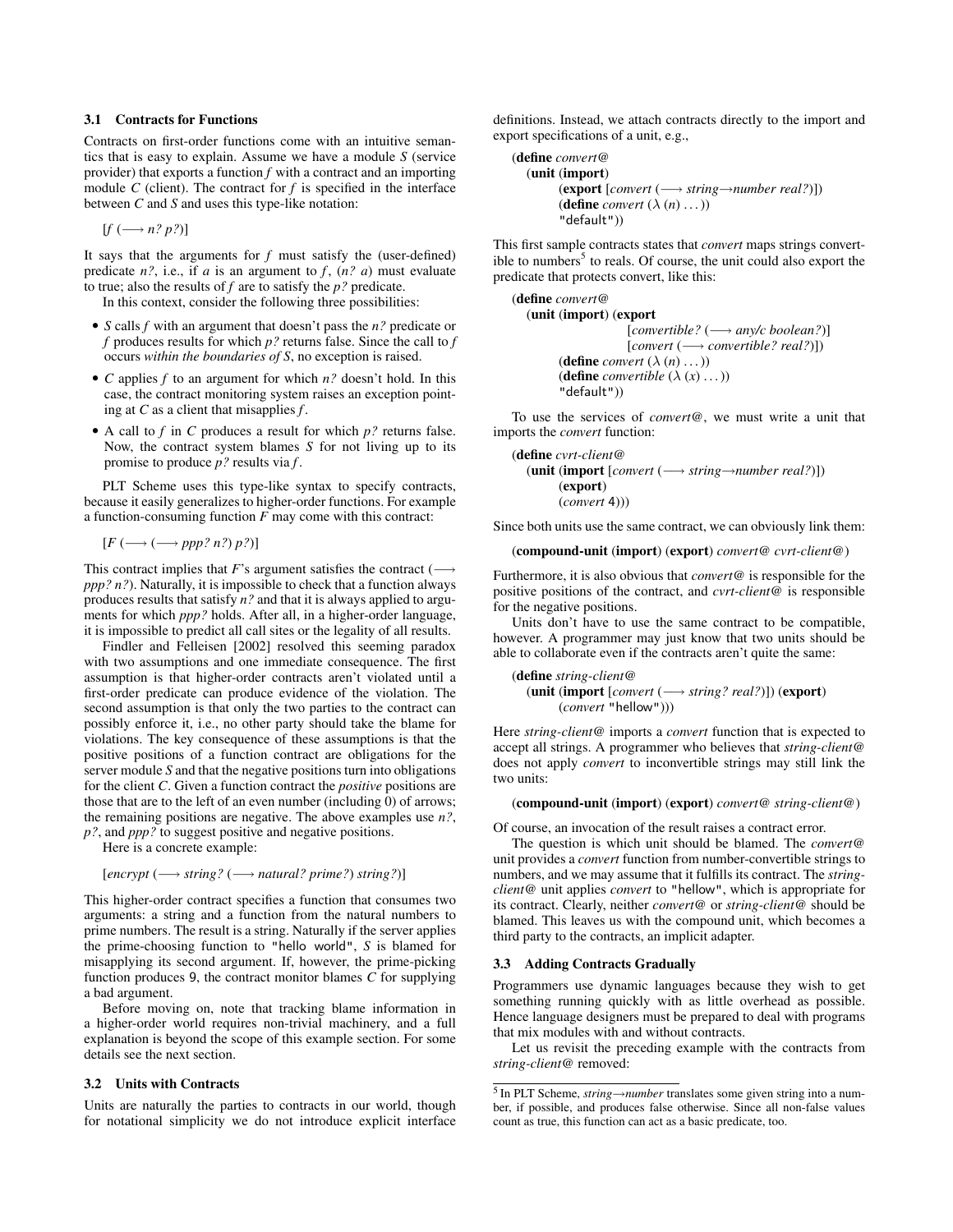### 3.1 Contracts for Functions

Contracts on first-order functions come with an intuitive semantics that is easy to explain. Assume we have a module *S* (service provider) that exports a function *f* with a contract and an importing module *C* (client). The contract for *f* is specified in the interface between *C* and *S* and uses this type-like notation:

```
[f (⟶ n? p?)]
```

It says that the arguments for *f* must satisfy the (user-defined) predicate *n?*, i.e., if *a* is an argument to *f*, (*n? a*) must evaluate to true; also the results of *f* are to satisfy the *p?* predicate.

In this context, consider the following three possibilities:

- *S* calls *f* with an argument that doesn't pass the *n?* predicate or *f* produces results for which *p?* returns false. Since the call to *f* occurs *within the boundaries of S*, no exception is raised.
- *C* applies *f* to an argument for which *n?* doesn't hold. In this case, the contract monitoring system raises an exception pointing at *C* as a client that misapplies *f*.
- A call to *f* in *C* produces a result for which *p?* returns false. Now, the contract system blames *S* for not living up to its promise to produce *p?* results via *f*.

PLT Scheme uses this type-like syntax to specify contracts, because it easily generalizes to higher-order functions. For example a function-consuming function *F* may come with this contract:

```
[F (⟶ (⟶ ppp? n?) p?)]
```

This contract implies that *F*'s argument satisfies the contract (⟶ *ppp? n?*). Naturally, it is impossible to check that a function always produces results that satisfy *n?* and that it is always applied to arguments for which *ppp?* holds. After all, in a higher-order language, it is impossible to predict all call sites or the legality of all results.

Findler and Felleisen [2002] resolved this seeming paradox with two assumptions and one immediate consequence. The first assumption is that higher-order contracts aren't violated until a first-order predicate can produce evidence of the violation. The second assumption is that only the two parties to the contract can possibly enforce it, i.e., no other party should take the blame for violations. The key consequence of these assumptions is that the positive positions of a function contract are obligations for the server module *S* and that the negative positions turn into obligations for the client *C*. Given a function contract the *positive* positions are those that are to the left of an even number (including 0) of arrows; the remaining positions are negative. The above examples use *n?*, *p?*, and *ppp?* to suggest positive and negative positions.

Here is a concrete example:

```
[encrypt (⟶ string? (⟶ natural? prime?) string?)]
```

This higher-order contract specifies a function that consumes two arguments: a string and a function from the natural numbers to prime numbers. The result is a string. Naturally if the server applies the prime-choosing function to "hello world", *S* is blamed for misapplying its second argument. If, however, the prime-picking function produces 9, the contract monitor blames *C* for supplying a bad argument.

Before moving on, note that tracking blame information in a higher-order world requires non-trivial machinery, and a full explanation is beyond the scope of this example section. For some details see the next section.

### 3.2 Units with Contracts

Units are naturally the parties to contracts in our world, though for notational simplicity we do not introduce explicit interface definitions. Instead, we attach contracts directly to the import and export specifications of a unit, e.g.,

```
(define convert@
  (unit (import)
        (export [convert (⟶ string→number real?)])
        (define convert (λ (n) ...))
        "default"))
```

This first sample contracts states that *convert* maps strings convertible to numbers[5] to reals. Of course, the unit could also export the predicate that protects convert, like this:

```
(define convert@
  (unit (import) (export
                  [convertible? (⟶ any/c boolean?)]
                  [convert (⟶ convertible? real?)])
        (define convert (λ (n) ...))
        (define convertible (λ (x) ...))
        "default"))
```

To use the services of *convert@*, we must write a unit that imports the *convert* function:

```
(define cvrt-client@
  (unit (import [convert (⟶ string→number real?)])
        (export)
        (convert 4)))
```

Since both units use the same contract, we can obviously link them:

```
(compound-unit (import) (export) convert@ cvrt-client@)
```

Furthermore, it is also obvious that *convert@* is responsible for the positive positions of the contract, and *cvrt-client@* is responsible for the negative positions.

Units don't have to use the same contract to be compatible, however. A programmer may just know that two units should be able to collaborate even if the contracts aren't quite the same:

```
(define string-client@
  (unit (import [convert (⟶ string? real?)]) (export)
        (convert "hellow")))
```

Here *string-client@* imports a *convert* function that is expected to accept all strings. A programmer who believes that *string-client@* does not apply *convert* to inconvertible strings may still link the two units:

```
(compound-unit (import) (export) convert@ string-client@)
```

Of course, an invocation of the result raises a contract error.

The question is which unit should be blamed. The *convert@* unit provides a *convert* function from number-convertible strings to numbers, and we may assume that it fulfills its contract. The *string-client@* unit applies *convert* to "hellow", which is appropriate for its contract. Clearly, neither *convert@* or *string-client@* should be blamed. This leaves us with the compound unit, which becomes a third party to the contracts, an implicit adapter.

### 3.3 Adding Contracts Gradually

Programmers use dynamic languages because they wish to get something running quickly with as little overhead as possible. Hence language designers must be prepared to deal with programs that mix modules with and without contracts.

Let us revisit the preceding example with the contracts from *string-client@* removed:

---

[5] In PLT Scheme, *string→number* translates some given string into a number, if possible, and produces false otherwise. Since all non-false values count as true, this function can act as a basic predicate, too.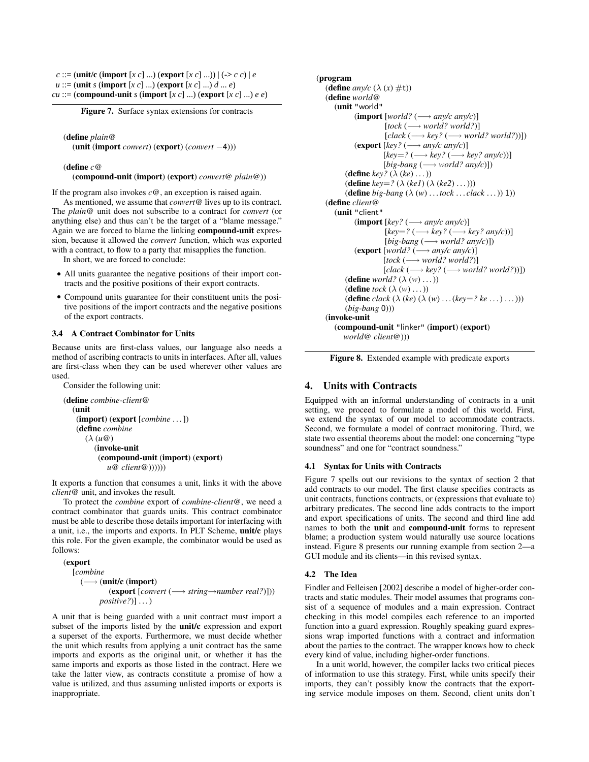```
c ::= (unit/c (import [x c] ...) (export [x c] ...)) | (-> c c) | e
u ::= (unit s (import [x c] ...) (export [x c] ...) d ... e)
cu ::= (compound-unit s (import [x c] ...) (export [x c] ...) e e)
```

**Figure 7.** Surface syntax extensions for contracts

```
(define plain@
  (unit (import convert) (export) (convert −4)))

(define c@
  (compound-unit (import) (export) convert@ plain@))
```

If the program also invokes *c@*, an exception is raised again.

As mentioned, we assume that *convert@* lives up to its contract. The *plain@* unit does not subscribe to a contract for *convert* (or anything else) and thus can't be the target of a "blame message." Again we are forced to blame the linking **compound-unit** expression, because it allowed the *convert* function, which was exported with a contract, to flow to a party that misapplies the function.

In short, we are forced to conclude:

- All units guarantee the negative positions of their import contracts and the positive positions of their export contracts.
- Compound units guarantee for their constituent units the positive positions of the import contracts and the negative positions of the export contracts.

### 3.4 A Contract Combinator for Units

Because units are first-class values, our language also needs a method of ascribing contracts to units in interfaces. After all, values are first-class when they can be used wherever other values are used.

Consider the following unit:

```
(define combine-client@
  (unit
   (import) (export [combine ...])
   (define combine
     (λ (u@)
       (invoke-unit
        (compound-unit (import) (export)
          u@ client@))))))
```

It exports a function that consumes a unit, links it with the above *client@* unit, and invokes the result.

To protect the *combine* export of *combine-client@*, we need a contract combinator that guards units. This contract combinator must be able to describe those details important for interfacing with a unit, i.e., the imports and exports. In PLT Scheme, **unit/c** plays this role. For the given example, the combinator would be used as follows:

```
(export
  [combine
    (⟶ (unit/c (import)
              (export [convert (⟶ string→number real?)]))
        positive?)] ...)
```

A unit that is being guarded with a unit contract must import a subset of the imports listed by the **unit/c** expression and export a superset of the exports. Furthermore, we must decide whether the unit which results from applying a unit contract has the same imports and exports as the original unit, or whether it has the same imports and exports as those listed in the contract. Here we take the latter view, as contracts constitute a promise of how a value is utilized, and thus assuming unlisted imports or exports is inappropriate.

```
(program
  (define any/c (λ (x) #t))
  (define world@
    (unit "world"
      (import [world? (⟶ any/c any/c)]
              [tock (⟶ world? world?)]
              [clack (⟶ key? (⟶ world? world?))])
      (export [key? (⟶ any/c any/c)]
              [key=? (⟶ key? (⟶ key? any/c))]
              [big-bang (⟶ world? any/c)])
      (define key? (λ (ke) ...))
      (define key=? (λ (ke1) (λ (ke2) ...)))
      (define big-bang (λ (w) ... tock ... clack ...)) 1))
  (define client@
    (unit "client"
      (import [key? (⟶ any/c any/c)]
              [key=? (⟶ key? (⟶ key? any/c))]
              [big-bang (⟶ world? any/c)])
      (export [world? (⟶ any/c any/c)]
              [tock (⟶ world? world?)]
              [clack (⟶ key? (⟶ world? world?))])
      (define world? (λ (w) ...))
      (define tock (λ (w) ...))
      (define clack (λ (ke) (λ (w) ... (key=? ke ...) ...)))
      (big-bang 0)))
  (invoke-unit
    (compound-unit "linker" (import) (export)
      world@ client@)))
```

**Figure 8.** Extended example with predicate exports

## 4. Units with Contracts

Equipped with an informal understanding of contracts in a unit setting, we proceed to formulate a model of this world. First, we extend the syntax of our model to accommodate contracts. Second, we formulate a model of contract monitoring. Third, we state two essential theorems about the model: one concerning "type soundness" and one for "contract soundness."

### 4.1 Syntax for Units with Contracts

Figure 7 spells out our revisions to the syntax of section 2 that add contracts to our model. The first clause specifies contracts as unit contracts, functions contracts, or (expressions that evaluate to) arbitrary predicates. The second line adds contracts to the import and export specifications of units. The second and third line add names to both the **unit** and **compound-unit** forms to represent blame; a production system would naturally use source locations instead. Figure 8 presents our running example from section 2—a GUI module and its clients—in this revised syntax.

### 4.2 The Idea

Findler and Felleisen [2002] describe a model of higher-order contracts and static modules. Their model assumes that programs consist of a sequence of modules and a main expression. Contract checking in this model compiles each reference to an imported function into a guard expression. Roughly speaking guard expressions wrap imported functions with a contract and information about the parties to the contract. The wrapper knows how to check every kind of value, including higher-order functions.

In a unit world, however, the compiler lacks two critical pieces of information to use this strategy. First, while units specify their imports, they can't possibly know the contracts that the exporting service module imposes on them. Second, client units don't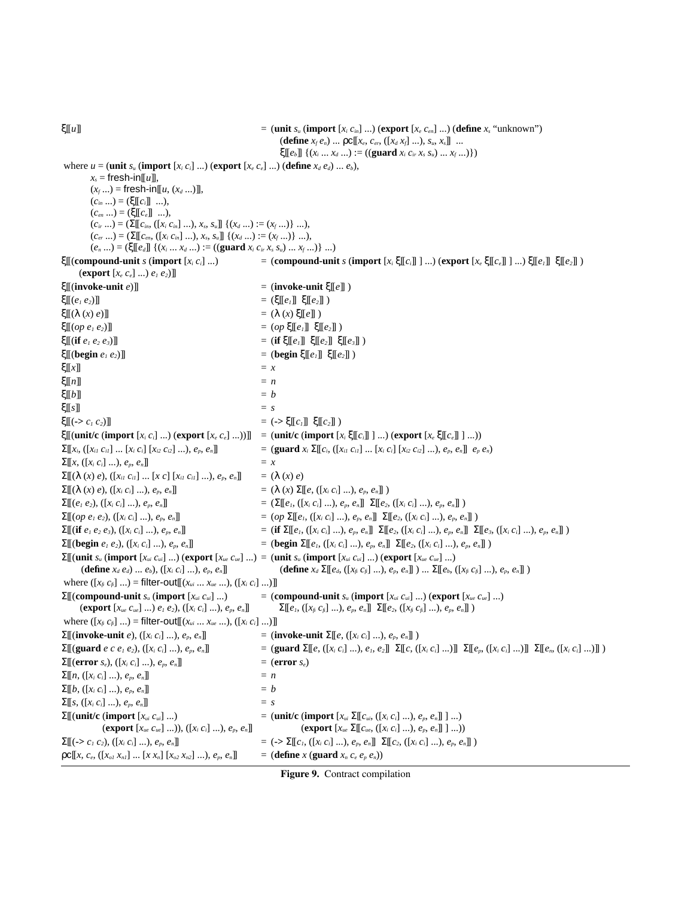$\xi[\![u]\!]$ = (**unit** $s_u$ (**import** [$x_i$ $c_{in}$] ...) (**export** [$x_e$ $c_{en}$] ...) (**define** $x_s$ "unknown")
(**define** $x_f$ $e_n$) ... $\rho c[\![x_e, c_{er}, ([x_d\ x_f] ...), s_u, x_s]\!]$ ...
$\xi[\![e_b]\!]$ {($x_i$ ... $x_d$ ...) := ((**guard** $x_i$ $c_{ir}$ $x_s$ $s_u$) ... $x_f$ ...)})

where $u$ = (**unit** $s_u$ (**import** [$x_i$ $c_i$] ...) (**export** [$x_e$ $c_e$] ...) (**define** $x_d$ $e_d$) ... $e_b$),
$x_s$ = fresh-in$[\![u]\!]$,
($x_f$ ...) = fresh-in$[\![u, (x_d ...)]\!]$,
($c_{in}$ ...) = ($\xi[\![c_i]\!]$ ...),
($c_{en}$ ...) = ($\xi[\![c_e]\!]$ ...),
($c_{ir}$ ...) = ($\Sigma[\![c_{in}, ([x_i\ c_{in}] ...), x_s, s_u]\!]$ {($x_d$ ...) := ($x_f$ ...)} ...),
($c_{er}$ ...) = ($\Sigma[\![c_{en}, ([x_i\ c_{in}] ...), x_s, s_u]\!]$ {($x_d$ ...) := ($x_f$ ...)} ...),
($e_n$ ...) = ($\xi[\![e_d]\!]$ {($x_i$ ... $x_d$ ...) := ((**guard** $x_i$ $c_{ir}$ $x_s$ $s_u$) ... $x_f$ ...)} ...)

$\xi[\![$(**compound-unit** $s$ (**import** [$x_i$ $c_i$] ...) (**export** [$x_e$ $c_e$] ...) $e_1$ $e_2$)$]\!]$ = (**compound-unit** $s$ (**import** [$x_i$ $\xi[\![c_i]\!]$ ] ...) (**export** [$x_e$ $\xi[\![c_e]\!]$ ] ...) $\xi[\![e_1]\!]$ $\xi[\![e_2]\!]$ )

$\xi[\![$(**invoke-unit** $e$)$]\!]$ = (**invoke-unit** $\xi[\![e]\!]$ )

$\xi[\![(e_1\ e_2)]\!]$ = ($\xi[\![e_1]\!]$ $\xi[\![e_2]\!]$ )

$\xi[\![(\lambda\ (x)\ e)]\!]$ = ($\lambda$ ($x$) $\xi[\![e]\!]$ )

$\xi[\![(op\ e_1\ e_2)]\!]$ = ($op$ $\xi[\![e_1]\!]$ $\xi[\![e_2]\!]$ )

$\xi[\![$(**if** $e_1$ $e_2$ $e_3$)$]\!]$ = (**if** $\xi[\![e_1]\!]$ $\xi[\![e_2]\!]$ $\xi[\![e_3]\!]$ )

$\xi[\![$(**begin** $e_1$ $e_2$)$]\!]$ = (**begin** $\xi[\![e_1]\!]$ $\xi[\![e_2]\!]$ )

$\xi[\![x]\!]$ = $x$

$\xi[\![n]\!]$ = $n$

$\xi[\![b]\!]$ = $b$

$\xi[\![s]\!]$ = $s$

$\xi[\![$(-> $c_1$ $c_2$)$]\!]$ = (-> $\xi[\![c_1]\!]$ $\xi[\![c_2]\!]$ )

$\xi[\![$(**unit/c** (**import** [$x_i$ $c_i$] ...) (**export** [$x_e$ $c_e$] ...))$]\!]$ = (**unit/c** (**import** [$x_i$ $\xi[\![c_i]\!]$ ] ...) (**export** [$x_e$ $\xi[\![c_e]\!]$ ] ...))

$\Sigma[\![x_i, ([x_{i1}\ c_{i1}] ... [x_i\ c_i] [x_{i2}\ c_{i2}] ...), e_p, e_n]\!]$ = (**guard** $x_i$ $\Sigma[\![c_i, ([x_{i1}\ c_{i1}] ... [x_i\ c_i] [x_{i2}\ c_{i2}] ...), e_p, e_n]\!]$ $e_p$ $e_n$)

$\Sigma[\![x, ([x_i\ c_i] ...), e_p, e_n]\!]$ = $x$

$\Sigma[\![(\lambda\ (x)\ e), ([x_{i1}\ c_{i1}] ... [x\ c] [x_{i1}\ c_{i1}] ...), e_p, e_n]\!]$ = ($\lambda$ ($x$) $e$)

$\Sigma[\![(\lambda\ (x)\ e), ([x_i\ c_i] ...), e_p, e_n]\!]$ = ($\lambda$ ($x$) $\Sigma[\![e, ([x_i\ c_i] ...), e_p, e_n]\!]$ )

$\Sigma[\![(e_1\ e_2), ([x_i\ c_i] ...), e_p, e_n]\!]$ = ($\Sigma[\![e_1, ([x_i\ c_i] ...), e_p, e_n]\!]$ $\Sigma[\![e_2, ([x_i\ c_i] ...), e_p, e_n]\!]$ )

$\Sigma[\![(op\ e_1\ e_2), ([x_i\ c_i] ...), e_p, e_n]\!]$ = ($op$ $\Sigma[\![e_1, ([x_i\ c_i] ...), e_p, e_n]\!]$ $\Sigma[\![e_2, ([x_i\ c_i] ...), e_p, e_n]\!]$ )

$\Sigma[\![$(**if** $e_1$ $e_2$ $e_3$), ([$x_i$ $c_i$] ...), $e_p$, $e_n]\!]$ = (**if** $\Sigma[\![e_1, ([x_i\ c_i] ...), e_p, e_n]\!]$ $\Sigma[\![e_2, ([x_i\ c_i] ...), e_p, e_n]\!]$ $\Sigma[\![e_3, ([x_i\ c_i] ...), e_p, e_n]\!]$ )

$\Sigma[\![$(**begin** $e_1$ $e_2$), ([$x_i$ $c_i$] ...), $e_p$, $e_n]\!]$ = (**begin** $\Sigma[\![e_1, ([x_i\ c_i] ...), e_p, e_n]\!]$ $\Sigma[\![e_2, ([x_i\ c_i] ...), e_p, e_n]\!]$ )

$\Sigma[\![$(**unit** $s_u$ (**import** [$x_{ui}$ $c_{ui}$] ...) (**export** [$x_{ue}$ $c_{ue}$] ...) (**define** $x_d$ $e_d$) ... $e_b$), ([$x_i$ $c_i$] ...), $e_p$, $e_n]\!]$ = (**unit** $s_u$ (**import** [$x_{ui}$ $c_{ui}$] ...) (**export** [$x_{ue}$ $c_{ue}$] ...)
(**define** $x_d$ $\Sigma[\![e_d, ([x_{fi}\ c_{fi}] ...), e_p, e_n]\!]$ ) ... $\Sigma[\![e_b, ([x_{fi}\ c_{fi}] ...), e_p, e_n]\!]$ )

where ([$x_{fi}$ $c_{fi}$] ...) = filter-out$[\![(x_{ui} ... x_{ue} ...), ([x_i\ c_i] ...)]\!]$

$\Sigma[\![$(**compound-unit** $s_u$ (**import** [$x_{ui}$ $c_{ui}$] ...) (**export** [$x_{ue}$ $c_{ue}$] ...) $e_1$ $e_2$), ([$x_i$ $c_i$] ...), $e_p$, $e_n]\!]$ = (**compound-unit** $s_u$ (**import** [$x_{ui}$ $c_{ui}$] ...) (**export** [$x_{ue}$ $c_{ue}$] ...)
$\Sigma[\![e_1, ([x_{fi}\ c_{fi}] ...), e_p, e_n]\!]$ $\Sigma[\![e_2, ([x_{fi}\ c_{fi}] ...), e_p, e_n]\!]$ )

where ([$x_{fi}$ $c_{fi}$] ...) = filter-out$[\![(x_{ui} ... x_{ue} ...), ([x_i\ c_i] ...)]\!]$

$\Sigma[\![$(**invoke-unit** $e$), ([$x_i$ $c_i$] ...), $e_p$, $e_n]\!]$ = (**invoke-unit** $\Sigma[\![e, ([x_i\ c_i] ...), e_p, e_n]\!]$ )

$\Sigma[\![$(**guard** $e$ $c$ $e_1$ $e_2$), ([$x_i$ $c_i$] ...), $e_p$, $e_n]\!]$ = (**guard** $\Sigma[\![e, ([x_i\ c_i] ...), e_1, e_2]\!]$ $\Sigma[\![c, ([x_i\ c_i] ...)]\!]$ $\Sigma[\![e_p, ([x_i\ c_i] ...)]\!]$ $\Sigma[\![e_n, ([x_i\ c_i] ...)]\!]$ )

$\Sigma[\![$(**error** $s_e$), ([$x_i$ $c_i$] ...), $e_p$, $e_n]\!]$ = (**error** $s_e$)

$\Sigma[\![n, ([x_i\ c_i] ...), e_p, e_n]\!]$ = $n$

$\Sigma[\![b, ([x_i\ c_i] ...), e_p, e_n]\!]$ = $b$

$\Sigma[\![s, ([x_i\ c_i] ...), e_p, e_n]\!]$ = $s$

$\Sigma[\![$(**unit/c** (**import** [$x_{ui}$ $c_{ui}$] ...) (**export** [$x_{ue}$ $c_{ue}$] ...)), ([$x_i$ $c_i$] ...), $e_p$, $e_n]\!]$ = (**unit/c** (**import** [$x_{ui}$ $\Sigma[\![c_{ui}, ([x_i\ c_i] ...), e_p, e_n]\!]$ ] ...)
(**export** [$x_{ue}$ $\Sigma[\![c_{ue}, ([x_i\ c_i] ...), e_p, e_n]\!]$ ] ...))

$\Sigma[\![$(-> $c_1$ $c_2$), ([$x_i$ $c_i$] ...), $e_p$, $e_n]\!]$ = (-> $\Sigma[\![c_1, ([x_i\ c_i] ...), e_p, e_n]\!]$ $\Sigma[\![c_2, ([x_i\ c_i] ...), e_p, e_n]\!]$ )

$\rho c[\![x, c_e, ([x_{o1}\ x_{n1}] ... [x\ x_n] [x_{o2}\ x_{n2}] ...), e_p, e_n]\!]$ = (**define** $x$ (**guard** $x_n$ $c_e$ $e_p$ $e_n$))

**Figure 9.** Contract compilation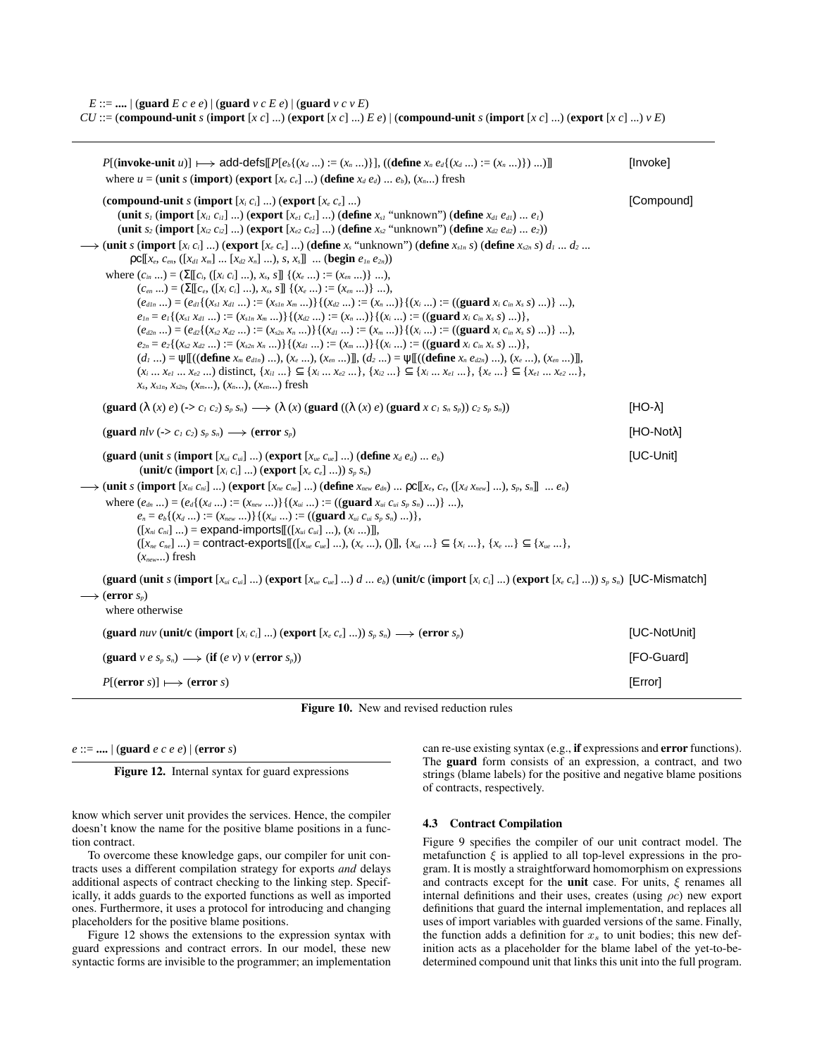$E$ ::= **....** | (**guard** $E$ $c$ $e$ $e$) | (**guard** $v$ $c$ $E$ $e$) | (**guard** $v$ $c$ $v$ $E$)
$CU$ ::= (**compound-unit** $s$ (**import** [$x$ $c$] ...) (**export** [$x$ $c$] ...) $E$ $e$) | (**compound-unit** $s$ (**import** [$x$ $c$] ...) (**export** [$x$ $c$] ...) $v$ $E$)

---

$P$[(**invoke-unit** $u$)] $\longmapsto$ add-defs⟦$P$[$e_b${($x_d$ ...) := ($x_n$ ...)}], ((**define** $x_n$ $e_d${($x_d$ ...) := ($x_n$ ...)}) ...)⟧ **[Invoke]**
where $u$ = (**unit** $s$ (**import**) (**export** [$x_e$ $c_e$] ...) (**define** $x_d$ $e_d$) ... $e_b$), ($x_n$...) fresh

(**compound-unit** $s$ (**import** [$x_i$ $c_i$] ...) (**export** [$x_e$ $c_e$] ...) **[Compound]**
(**unit** $s_1$ (**import** [$x_{i1}$ $c_{i1}$] ...) (**export** [$x_{e1}$ $c_{e1}$] ...) (**define** $x_{s1}$ "unknown") (**define** $x_{d1}$ $e_{d1}$) ... $e_1$)
(**unit** $s_2$ (**import** [$x_{i2}$ $c_{i2}$] ...) (**export** [$x_{e2}$ $c_{e2}$] ...) (**define** $x_{s2}$ "unknown") (**define** $x_{d2}$ $e_{d2}$) ... $e_2$))
$\longrightarrow$ (**unit** $s$ (**import** [$x_i$ $c_i$] ...) (**export** [$x_e$ $c_e$] ...) (**define** $x_s$ "unknown") (**define** $x_{s1n}$ $s$) (**define** $x_{s2n}$ $s$) $d_1$ ... $d_2$ ...
ρc⟦$x_e$, $c_{en}$, ([$x_{d1}$ $x_m$] ... [$x_{d2}$ $x_n$] ...), $s$, $x_s$⟧ ... (**begin** $e_{1n}$ $e_{2n}$))
where ($c_{in}$ ...) = (Σ⟦$c_i$, ([$x_i$ $c_i$] ...), $x_s$, $s$⟧ {($x_e$ ...) := ($x_{en}$ ...)} ...),
($c_{en}$ ...) = (Σ⟦$c_e$, ([$x_i$ $c_i$] ...), $x_s$, $s$⟧ {($x_e$ ...) := ($x_{en}$ ...)} ...),
($e_{d1n}$ ...) = ($e_{d1}${($x_{s1}$ $x_{d1}$ ...) := ($x_{s1n}$ $x_m$ ...)}{($x_{d2}$ ...) := ($x_n$ ...)}{($x_i$ ...) := ((**guard** $x_i$ $c_{in}$ $x_s$ $s$) ...)} ...),
$e_{1n}$ = $e_1${($x_{s1}$ $x_{d1}$ ...) := ($x_{s1n}$ $x_m$ ...)}{($x_{d2}$ ...) := ($x_n$ ...)}{($x_i$ ...) := ((**guard** $x_i$ $c_{in}$ $x_s$ $s$) ...)},
($e_{d2n}$ ...) = ($e_{d2}${($x_{s2}$ $x_{d2}$ ...) := ($x_{s2n}$ $x_n$ ...)}{($x_{d1}$ ...) := ($x_m$ ...)}{($x_i$ ...) := ((**guard** $x_i$ $c_{in}$ $x_s$ $s$) ...)} ...),
$e_{2n}$ = $e_2${($x_{s2}$ $x_{d2}$ ...) := ($x_{s2n}$ $x_n$ ...)}{($x_{d1}$ ...) := ($x_m$ ...)}{($x_i$ ...) := ((**guard** $x_i$ $c_{in}$ $x_s$ $s$) ...)},
($d_1$ ...) = ψ⟦((**define** $x_m$ $e_{d1n}$) ...), ($x_e$ ...), ($x_{en}$ ...)⟧, ($d_2$ ...) = ψ⟦((**define** $x_n$ $e_{d2n}$) ...), ($x_e$ ...), ($x_{en}$ ...)⟧,
($x_i$ ... $x_{e1}$ ... $x_{e2}$ ...) distinct, {$x_{i1}$ ...} ⊆ {$x_i$ ... $x_{e2}$ ...}, {$x_{i2}$ ...} ⊆ {$x_i$ ... $x_{e1}$ ...}, {$x_e$ ...} ⊆ {$x_{e1}$ ... $x_{e2}$ ...},
$x_s$, $x_{s1n}$, $x_{s2n}$, ($x_m$...), ($x_n$...), ($x_{en}$...) fresh

(**guard** (λ ($x$) $e$) (-> $c_1$ $c_2$) $s_p$ $s_n$) $\longrightarrow$ (λ ($x$) (**guard** ((λ ($x$) $e$) (**guard** $x$ $c_1$ $s_n$ $s_p$)) $c_2$ $s_p$ $s_n$)) **[HO-λ]**

(**guard** $nlv$ (-> $c_1$ $c_2$) $s_p$ $s_n$) $\longrightarrow$ (**error** $s_p$) **[HO-Notλ]**

(**guard** (**unit** $s$ (**import** [$x_{ui}$ $c_{ui}$] ...) (**export** [$x_{ue}$ $c_{ue}$] ...) (**define** $x_d$ $e_d$) ... $e_b$) **[UC-Unit]**
(**unit/c** (**import** [$x_i$ $c_i$] ...) (**export** [$x_e$ $c_e$] ...)) $s_p$ $s_n$)
$\longrightarrow$ (**unit** $s$ (**import** [$x_{ni}$ $c_{ni}$] ...) (**export** [$x_{ne}$ $c_{ne}$] ...) (**define** $x_{new}$ $e_{dn}$) ... ρc⟦$x_e$, $c_e$, ([$x_d$ $x_{new}$] ...), $s_p$, $s_n$⟧ ... $e_n$)
where ($e_{dn}$ ...) = ($e_d${($x_d$ ...) := ($x_{new}$ ...)}{($x_{ui}$ ...) := ((**guard** $x_{ui}$ $c_{ui}$ $s_p$ $s_n$) ...)} ...),
$e_n$ = $e_b${($x_d$ ...) := ($x_{new}$ ...)}{($x_{ui}$ ...) := ((**guard** $x_{ui}$ $c_{ui}$ $s_p$ $s_n$) ...)},
([$x_{ni}$ $c_{ni}$] ...) = expand-imports⟦([$x_{ui}$ $c_{ui}$] ...), ($x_i$ ...)⟧,
([$x_{ne}$ $c_{ne}$] ...) = contract-exports⟦([$x_{ue}$ $c_{ue}$] ...), ($x_e$ ...), ()⟧, {$x_{ui}$ ...} ⊆ {$x_i$ ...}, {$x_e$ ...} ⊆ {$x_{ue}$ ...},
($x_{new}$...) fresh

(**guard** (**unit** $s$ (**import** [$x_{ui}$ $c_{ui}$] ...) (**export** [$x_{ue}$ $c_{ue}$] ...) $d$ ... $e_b$) (**unit/c** (**import** [$x_i$ $c_i$] ...) (**export** [$x_e$ $c_e$] ...)) $s_p$ $s_n$) **[UC-Mismatch]**
$\longrightarrow$ (**error** $s_p$)
where otherwise

(**guard** $nuv$ (**unit/c** (**import** [$x_i$ $c_i$] ...) (**export** [$x_e$ $c_e$] ...)) $s_p$ $s_n$) $\longrightarrow$ (**error** $s_p$) **[UC-NotUnit]**

(**guard** $v$ $e$ $s_p$ $s_n$) $\longrightarrow$ (**if** ($e$ $v$) $v$ (**error** $s_p$)) **[FO-Guard]**

$P$[(**error** $s$)] $\longmapsto$ (**error** $s$) **[Error]**

**Figure 10.** New and revised reduction rules

---

$e$ ::= **....** | (**guard** $e$ $c$ $e$ $e$) | (**error** $s$)

**Figure 12.** Internal syntax for guard expressions

know which server unit provides the services. Hence, the compiler doesn't know the name for the positive blame positions in a function contract.

To overcome these knowledge gaps, our compiler for unit contracts uses a different compilation strategy for exports *and* delays additional aspects of contract checking to the linking step. Specifically, it adds guards to the exported functions as well as imported ones. Furthermore, it uses a protocol for introducing and changing placeholders for the positive blame positions.

Figure 12 shows the extensions to the expression syntax with guard expressions and contract errors. In our model, these new syntactic forms are invisible to the programmer; an implementation can re-use existing syntax (e.g., **if** expressions and **error** functions). The **guard** form consists of an expression, a contract, and two strings (blame labels) for the positive and negative blame positions of contracts, respectively.

### 4.3 Contract Compilation

Figure 9 specifies the compiler of our unit contract model. The metafunction $\xi$ is applied to all top-level expressions in the program. It is mostly a straightforward homomorphism on expressions and contracts except for the **unit** case. For units, $\xi$ renames all internal definitions and their uses, creates (using $\rho c$) new export definitions that guard the internal implementation, and replaces all uses of import variables with guarded versions of the same. Finally, the function adds a definition for $x_s$ to unit bodies; this new definition acts as a placeholder for the blame label of the yet-to-be-determined compound unit that links this unit into the full program.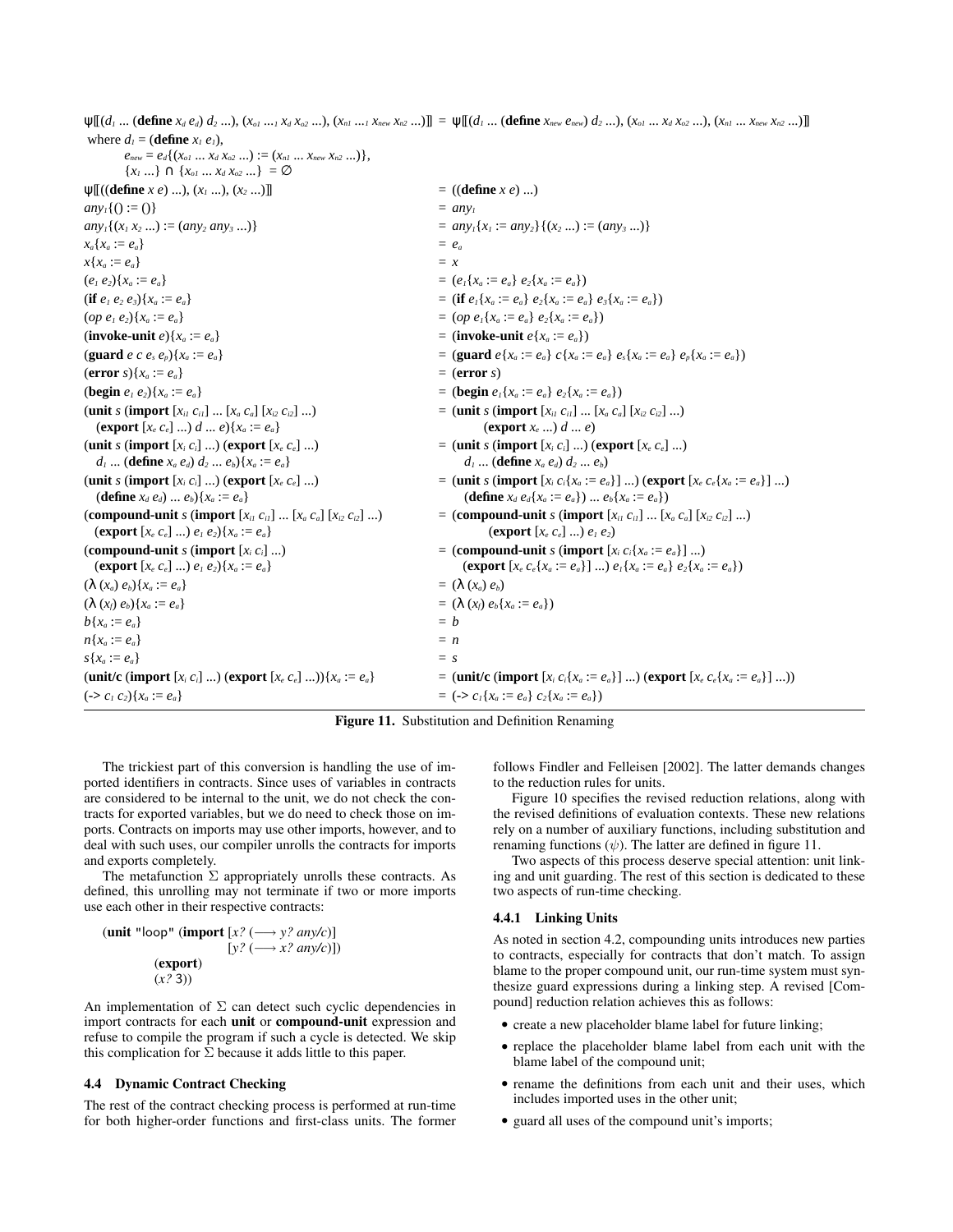$\psi[\![(d_1 \ldots (\textbf{define}\ x_d\ e_d)\ d_2 \ldots), (x_{o1} \ldots_1\ x_d\ x_{o2} \ldots), (x_{n1} \ldots_1\ x_{new}\ x_{n2} \ldots)]\!] = \psi[\![(d_1 \ldots (\textbf{define}\ x_{new}\ e_{new})\ d_2 \ldots), (x_{o1} \ldots x_d\ x_{o2} \ldots), (x_{n1} \ldots x_{new}\ x_{n2} \ldots)]\!]$

where $d_1 = (\textbf{define}\ x_1\ e_1)$,
$e_{new} = e_d\{(x_{o1} \ldots x_d\ x_{o2} \ldots) := (x_{n1} \ldots x_{new}\ x_{n2} \ldots)\}$,
$\{x_1 \ldots\} \cap \{x_{o1} \ldots x_d\ x_{o2} \ldots\} = \emptyset$

| | |
|---|---|
| $\psi[\![((\textbf{define}\ x\ e) \ldots), (x_1 \ldots), (x_2 \ldots)]\!]$ | $= ((\textbf{define}\ x\ e) \ldots)$ |
| $any_1\{() := ()\}$ | $= any_1$ |
| $any_1\{(x_1\ x_2 \ldots) := (any_2\ any_3 \ldots)\}$ | $= any_1\{x_1 := any_2\}\{(x_2 \ldots) := (any_3 \ldots)\}$ |
| $x_a\{x_a := e_a\}$ | $= e_a$ |
| $x\{x_a := e_a\}$ | $= x$ |
| $(e_1\ e_2)\{x_a := e_a\}$ | $= (e_1\{x_a := e_a\}\ e_2\{x_a := e_a\})$ |
| $(\textbf{if}\ e_1\ e_2\ e_3)\{x_a := e_a\}$ | $= (\textbf{if}\ e_1\{x_a := e_a\}\ e_2\{x_a := e_a\}\ e_3\{x_a := e_a\})$ |
| $(op\ e_1\ e_2)\{x_a := e_a\}$ | $= (op\ e_1\{x_a := e_a\}\ e_2\{x_a := e_a\})$ |
| $(\textbf{invoke-unit}\ e)\{x_a := e_a\}$ | $= (\textbf{invoke-unit}\ e\{x_a := e_a\})$ |
| $(\textbf{guard}\ e\ c\ e_s\ e_p)\{x_a := e_a\}$ | $= (\textbf{guard}\ e\{x_a := e_a\}\ c\{x_a := e_a\}\ e_s\{x_a := e_a\}\ e_p\{x_a := e_a\})$ |
| $(\textbf{error}\ s)\{x_a := e_a\}$ | $= (\textbf{error}\ s)$ |
| $(\textbf{begin}\ e_1\ e_2)\{x_a := e_a\}$ | $= (\textbf{begin}\ e_1\{x_a := e_a\}\ e_2\{x_a := e_a\})$ |
| $(\textbf{unit}\ s\ (\textbf{import}\ [x_{i1}\ c_{i1}] \ldots [x_a\ c_a]\ [x_{i2}\ c_{i2}] \ldots)$ $(\textbf{export}\ [x_e\ c_e] \ldots)\ d \ldots e)\{x_a := e_a\}$ | $= (\textbf{unit}\ s\ (\textbf{import}\ [x_{i1}\ c_{i1}] \ldots [x_a\ c_a]\ [x_{i2}\ c_{i2}] \ldots)$ $(\textbf{export}\ x_e \ldots)\ d \ldots e)$ |
| $(\textbf{unit}\ s\ (\textbf{import}\ [x_i\ c_i] \ldots)\ (\textbf{export}\ [x_e\ c_e] \ldots)$ $d_1 \ldots (\textbf{define}\ x_a\ e_d)\ d_2 \ldots e_b)\{x_a := e_a\}$ | $= (\textbf{unit}\ s\ (\textbf{import}\ [x_i\ c_i] \ldots)\ (\textbf{export}\ [x_e\ c_e] \ldots)$ $d_1 \ldots (\textbf{define}\ x_a\ e_d)\ d_2 \ldots e_b)$ |
| $(\textbf{unit}\ s\ (\textbf{import}\ [x_i\ c_i] \ldots)\ (\textbf{export}\ [x_e\ c_e] \ldots)$ $(\textbf{define}\ x_d\ e_d) \ldots e_b)\{x_a := e_a\}$ | $= (\textbf{unit}\ s\ (\textbf{import}\ [x_i\ c_i\{x_a := e_a\}] \ldots)\ (\textbf{export}\ [x_e\ c_e\{x_a := e_a\}] \ldots)$ $(\textbf{define}\ x_d\ e_d\{x_a := e_a\}) \ldots e_b\{x_a := e_a\})$ |
| $(\textbf{compound-unit}\ s\ (\textbf{import}\ [x_{i1}\ c_{i1}] \ldots [x_a\ c_a]\ [x_{i2}\ c_{i2}] \ldots)$ $(\textbf{export}\ [x_e\ c_e] \ldots)\ e_1\ e_2)\{x_a := e_a\}$ | $= (\textbf{compound-unit}\ s\ (\textbf{import}\ [x_{i1}\ c_{i1}] \ldots [x_a\ c_a]\ [x_{i2}\ c_{i2}] \ldots)$ $(\textbf{export}\ [x_e\ c_e] \ldots)\ e_1\ e_2)$ |
| $(\textbf{compound-unit}\ s\ (\textbf{import}\ [x_i\ c_i] \ldots)$ $(\textbf{export}\ [x_e\ c_e] \ldots)\ e_1\ e_2)\{x_a := e_a\}$ | $= (\textbf{compound-unit}\ s\ (\textbf{import}\ [x_i\ c_i\{x_a := e_a\}] \ldots)$ $(\textbf{export}\ [x_e\ c_e\{x_a := e_a\}] \ldots)\ e_1\{x_a := e_a\}\ e_2\{x_a := e_a\})$ |
| $(\lambda\ (x_a)\ e_b)\{x_a := e_a\}$ | $= (\lambda\ (x_a)\ e_b)$ |
| $(\lambda\ (x_l)\ e_b)\{x_a := e_a\}$ | $= (\lambda\ (x_l)\ e_b\{x_a := e_a\})$ |
| $b\{x_a := e_a\}$ | $= b$ |
| $n\{x_a := e_a\}$ | $= n$ |
| $s\{x_a := e_a\}$ | $= s$ |
| $(\textbf{unit/c}\ (\textbf{import}\ [x_i\ c_i] \ldots)\ (\textbf{export}\ [x_e\ c_e] \ldots))\{x_a := e_a\}$ | $= (\textbf{unit/c}\ (\textbf{import}\ [x_i\ c_i\{x_a := e_a\}] \ldots)\ (\textbf{export}\ [x_e\ c_e\{x_a := e_a\}] \ldots))$ |
| $(\text{->}\ c_1\ c_2)\{x_a := e_a\}$ | $= (\text{->}\ c_1\{x_a := e_a\}\ c_2\{x_a := e_a\})$ |

**Figure 11.** Substitution and Definition Renaming

The trickiest part of this conversion is handling the use of imported identifiers in contracts. Since uses of variables in contracts are considered to be internal to the unit, we do not check the contracts for exported variables, but we do need to check those on imports. Contracts on imports may use other imports, however, and to deal with such uses, our compiler unrolls the contracts for imports and exports completely.

The metafunction $\Sigma$ appropriately unrolls these contracts. As defined, this unrolling may not terminate if two or more imports use each other in their respective contracts:

```
(unit "loop" (import [x? (⟶ y? any/c)]
                     [y? (⟶ x? any/c)])
        (export)
        (x? 3))
```

An implementation of $\Sigma$ can detect such cyclic dependencies in import contracts for each **unit** or **compound-unit** expression and refuse to compile the program if such a cycle is detected. We skip this complication for $\Sigma$ because it adds little to this paper.

### 4.4 Dynamic Contract Checking

The rest of the contract checking process is performed at run-time for both higher-order functions and first-class units. The former follows Findler and Felleisen [2002]. The latter demands changes to the reduction rules for units.

Figure 10 specifies the revised reduction relations, along with the revised definitions of evaluation contexts. These new relations rely on a number of auxiliary functions, including substitution and renaming functions ($\psi$). The latter are defined in figure 11.

Two aspects of this process deserve special attention: unit linking and unit guarding. The rest of this section is dedicated to these two aspects of run-time checking.

#### 4.4.1 Linking Units

As noted in section 4.2, compounding units introduces new parties to contracts, especially for contracts that don't match. To assign blame to the proper compound unit, our run-time system must synthesize guard expressions during a linking step. A revised [Compound] reduction relation achieves this as follows:

- create a new placeholder blame label for future linking;
- replace the placeholder blame label from each unit with the blame label of the compound unit;
- rename the definitions from each unit and their uses, which includes imported uses in the other unit;
- guard all uses of the compound unit's imports;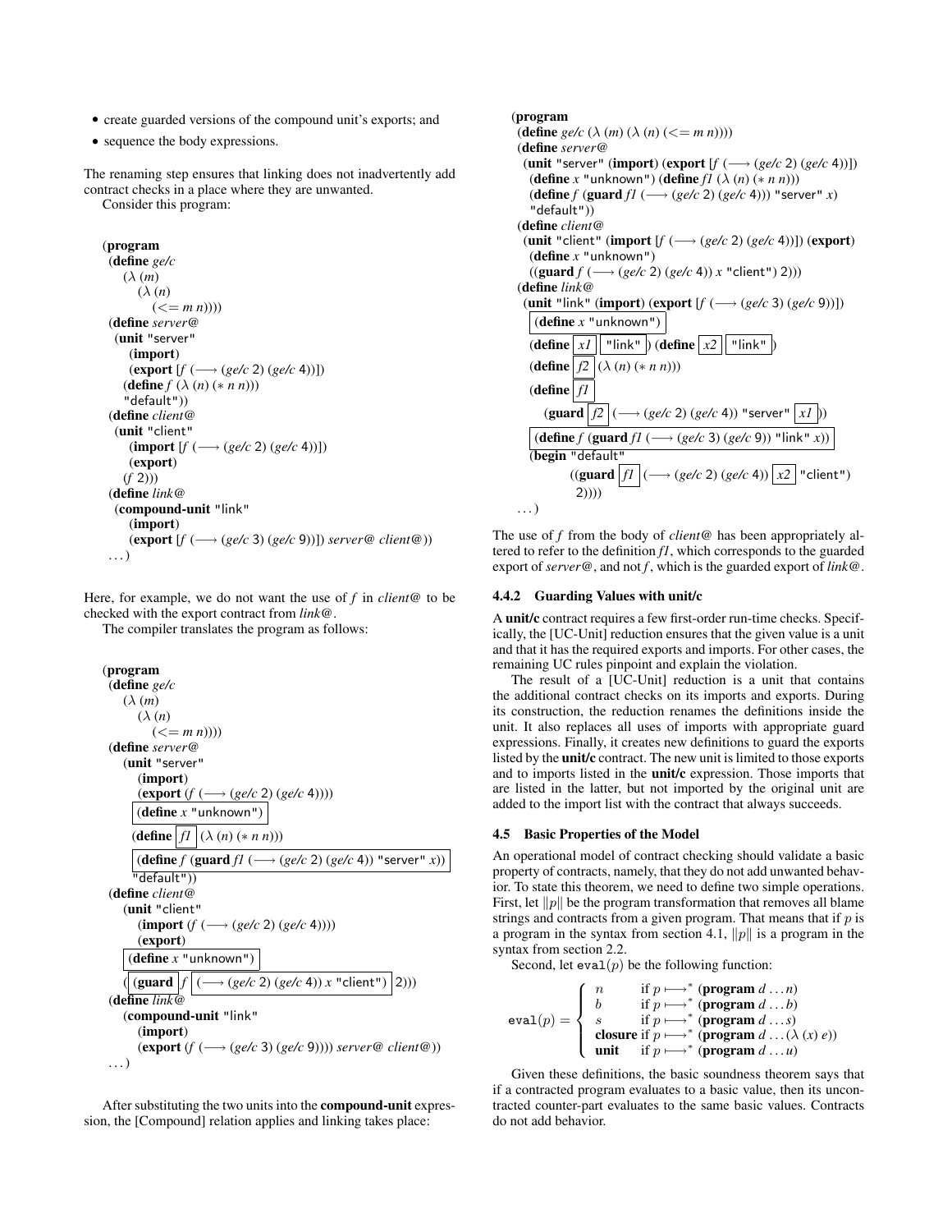- create guarded versions of the compound unit's exports; and
- sequence the body expressions.

The renaming step ensures that linking does not inadvertently add contract checks in a place where they are unwanted.

Consider this program:

```
(program
 (define ge/c
   (λ (m)
     (λ (n)
       (<= m n))))
 (define server@
  (unit "server"
    (import)
    (export [f (⟶ (ge/c 2) (ge/c 4))])
    (define f (λ (n) (* n n)))
    "default"))
 (define client@
  (unit "client"
    (import [f (⟶ (ge/c 2) (ge/c 4))])
    (export)
    (f 2)))
 (define link@
  (compound-unit "link"
    (import)
    (export [f (⟶ (ge/c 3) (ge/c 9))]) server@ client@))
 ...)
```

Here, for example, we do not want the use of *f* in *client@* to be checked with the export contract from *link@*.

The compiler translates the program as follows:

```
(program
 (define ge/c
   (λ (m)
     (λ (n)
       (<= m n))))
 (define server@
   (unit "server"
     (import)
     (export (f (⟶ (ge/c 2) (ge/c 4))))
     (define x "unknown")
     (define f1 (λ (n) (* n n)))
     (define f (guard f1 (⟶ (ge/c 2) (ge/c 4)) "server" x))
     "default"))
 (define client@
   (unit "client"
     (import (f (⟶ (ge/c 2) (ge/c 4))))
     (export)
   (define x "unknown")
   ((guard f (⟶ (ge/c 2) (ge/c 4)) x "client") 2)))
 (define link@
   (compound-unit "link"
     (import)
     (export (f (⟶ (ge/c 3) (ge/c 9)))) server@ client@))
 ...)
```

After substituting the two units into the **compound-unit** expression, the [Compound] relation applies and linking takes place:

```
(program
 (define ge/c (λ (m) (λ (n) (<= m n))))
 (define server@
  (unit "server" (import) (export [f (⟶ (ge/c 2) (ge/c 4))])
   (define x "unknown") (define f1 (λ (n) (* n n)))
   (define f (guard f1 (⟶ (ge/c 2) (ge/c 4))) "server" x)
   "default"))
 (define client@
  (unit "client" (import [f (⟶ (ge/c 2) (ge/c 4))]) (export)
   (define x "unknown")
   ((guard f (⟶ (ge/c 2) (ge/c 4)) x "client") 2)))
 (define link@
  (unit "link" (import) (export [f (⟶ (ge/c 3) (ge/c 9))])
   (define x "unknown")
   (define x1 "link") (define x2 "link")
   (define f2 (λ (n) (* n n)))
   (define f1
     (guard f2 (⟶ (ge/c 2) (ge/c 4)) "server" x1))
   (define f (guard f1 (⟶ (ge/c 3) (ge/c 9)) "link" x))
   (begin "default"
         ((guard f1 (⟶ (ge/c 2) (ge/c 4)) x2 "client")
          2))))
 ...)
```

The use of *f* from the body of *client@* has been appropriately altered to refer to the definition *f1*, which corresponds to the guarded export of *server@*, and not *f*, which is the guarded export of *link@*.

### 4.4.2 Guarding Values with unit/c

A **unit/c** contract requires a few first-order run-time checks. Specifically, the [UC-Unit] reduction ensures that the given value is a unit and that it has the required exports and imports. For other cases, the remaining UC rules pinpoint and explain the violation.

The result of a [UC-Unit] reduction is a unit that contains the additional contract checks on its imports and exports. During its construction, the reduction renames the definitions inside the unit. It also replaces all uses of imports with appropriate guard expressions. Finally, it creates new definitions to guard the exports listed by the **unit/c** contract. The new unit is limited to those exports and to imports listed in the **unit/c** expression. Those imports that are listed in the latter, but not imported by the original unit are added to the import list with the contract that always succeeds.

## 4.5 Basic Properties of the Model

An operational model of contract checking should validate a basic property of contracts, namely, that they do not add unwanted behavior. To state this theorem, we need to define two simple operations. First, let $\|p\|$ be the program transformation that removes all blame strings and contracts from a given program. That means that if $p$ is a program in the syntax from section 4.1, $\|p\|$ is a program in the syntax from section 2.2.

Second, let $\texttt{eval}(p)$ be the following function:

$$\texttt{eval}(p) = \begin{cases} n & \text{if } p \longmapsto^* (\textbf{program}\ d \ldots n) \\ b & \text{if } p \longmapsto^* (\textbf{program}\ d \ldots b) \\ s & \text{if } p \longmapsto^* (\textbf{program}\ d \ldots s) \\ \textbf{closure} & \text{if } p \longmapsto^* (\textbf{program}\ d \ldots (\lambda\ (x)\ e)) \\ \textbf{unit} & \text{if } p \longmapsto^* (\textbf{program}\ d \ldots u) \end{cases}$$

Given these definitions, the basic soundness theorem says that if a contracted program evaluates to a basic value, then its uncontracted counter-part evaluates to the same basic values. Contracts do not add behavior.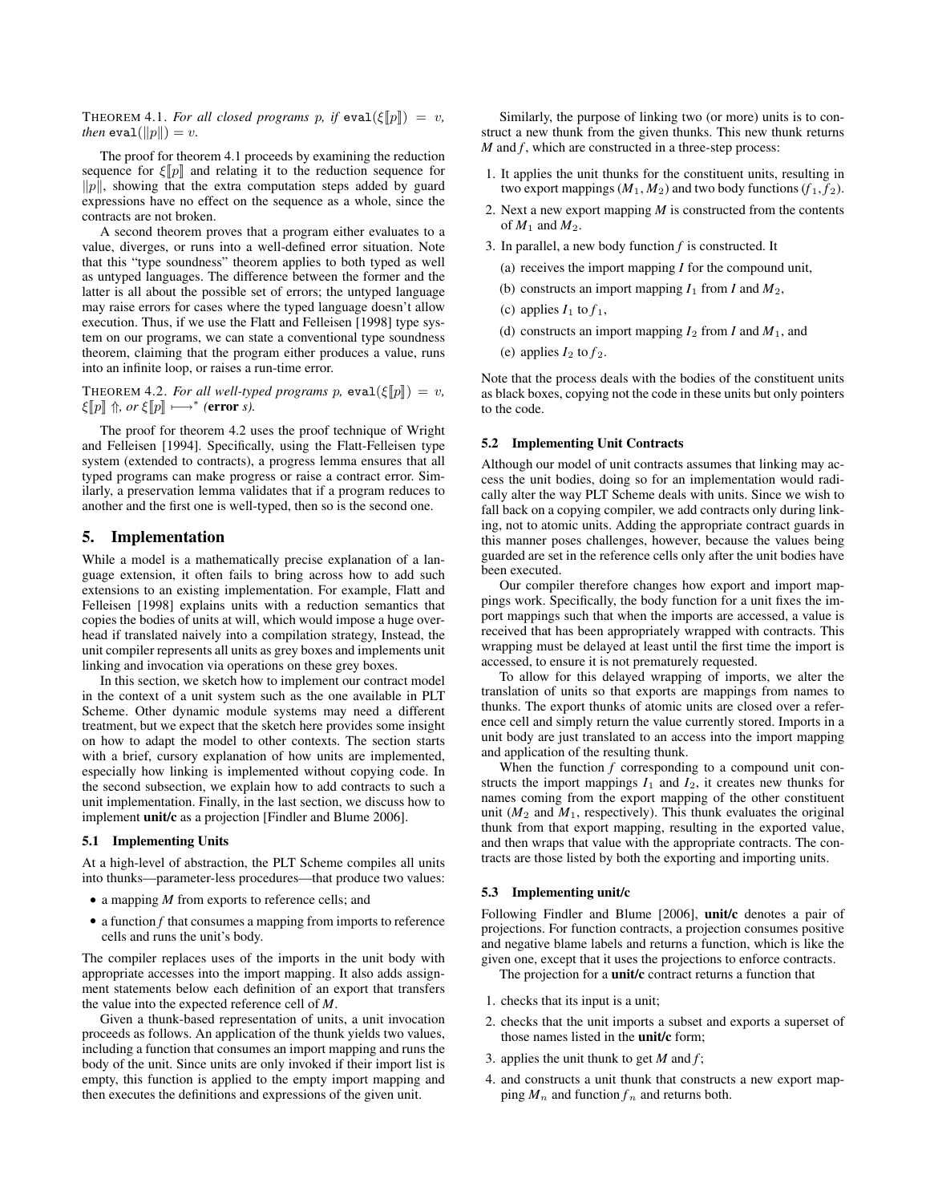THEOREM 4.1. *For all closed programs p, if* $\texttt{eval}(\xi[\![p]\!]) = v$*, then* $\texttt{eval}(\|p\|) = v$.

The proof for theorem 4.1 proceeds by examining the reduction sequence for $\xi[\![p]\!]$ and relating it to the reduction sequence for $\|p\|$, showing that the extra computation steps added by guard expressions have no effect on the sequence as a whole, since the contracts are not broken.

A second theorem proves that a program either evaluates to a value, diverges, or runs into a well-defined error situation. Note that this "type soundness" theorem applies to both typed as well as untyped languages. The difference between the former and the latter is all about the possible set of errors; the untyped language may raise errors for cases where the typed language doesn't allow execution. Thus, if we use the Flatt and Felleisen [1998] type system on our programs, we can state a conventional type soundness theorem, claiming that the program either produces a value, runs into an infinite loop, or raises a run-time error.

THEOREM 4.2. *For all well-typed programs p,* $\texttt{eval}(\xi[\![p]\!]) = v$*,* $\xi[\![p]\!] \Uparrow$*, or* $\xi[\![p]\!] \longmapsto^{*}$ *(***error** *s).*

The proof for theorem 4.2 uses the proof technique of Wright and Felleisen [1994]. Specifically, using the Flatt-Felleisen type system (extended to contracts), a progress lemma ensures that all typed programs can make progress or raise a contract error. Similarly, a preservation lemma validates that if a program reduces to another and the first one is well-typed, then so is the second one.

## 5. Implementation

While a model is a mathematically precise explanation of a language extension, it often fails to bring across how to add such extensions to an existing implementation. For example, Flatt and Felleisen [1998] explains units with a reduction semantics that copies the bodies of units at will, which would impose a huge overhead if translated naively into a compilation strategy, Instead, the unit compiler represents all units as grey boxes and implements unit linking and invocation via operations on these grey boxes.

In this section, we sketch how to implement our contract model in the context of a unit system such as the one available in PLT Scheme. Other dynamic module systems may need a different treatment, but we expect that the sketch here provides some insight on how to adapt the model to other contexts. The section starts with a brief, cursory explanation of how units are implemented, especially how linking is implemented without copying code. In the second subsection, we explain how to add contracts to such a unit implementation. Finally, in the last section, we discuss how to implement **unit/c** as a projection [Findler and Blume 2006].

### 5.1 Implementing Units

At a high-level of abstraction, the PLT Scheme compiles all units into thunks—parameter-less procedures—that produce two values:

- a mapping *M* from exports to reference cells; and
- a function *f* that consumes a mapping from imports to reference cells and runs the unit's body.

The compiler replaces uses of the imports in the unit body with appropriate accesses into the import mapping. It also adds assignment statements below each definition of an export that transfers the value into the expected reference cell of *M*.

Given a thunk-based representation of units, a unit invocation proceeds as follows. An application of the thunk yields two values, including a function that consumes an import mapping and runs the body of the unit. Since units are only invoked if their import list is empty, this function is applied to the empty import mapping and then executes the definitions and expressions of the given unit.

Similarly, the purpose of linking two (or more) units is to construct a new thunk from the given thunks. This new thunk returns *M* and *f*, which are constructed in a three-step process:

1. It applies the unit thunks for the constituent units, resulting in two export mappings ($M_1, M_2$) and two body functions ($f_1, f_2$).
2. Next a new export mapping *M* is constructed from the contents of $M_1$ and $M_2$.
3. In parallel, a new body function *f* is constructed. It
   (a) receives the import mapping *I* for the compound unit,
   (b) constructs an import mapping $I_1$ from *I* and $M_2$,
   (c) applies $I_1$ to $f_1$,
   (d) constructs an import mapping $I_2$ from *I* and $M_1$, and
   (e) applies $I_2$ to $f_2$.

Note that the process deals with the bodies of the constituent units as black boxes, copying not the code in these units but only pointers to the code.

### 5.2 Implementing Unit Contracts

Although our model of unit contracts assumes that linking may access the unit bodies, doing so for an implementation would radically alter the way PLT Scheme deals with units. Since we wish to fall back on a copying compiler, we add contracts only during linking, not to atomic units. Adding the appropriate contract guards in this manner poses challenges, however, because the values being guarded are set in the reference cells only after the unit bodies have been executed.

Our compiler therefore changes how export and import mappings work. Specifically, the body function for a unit fixes the import mappings such that when the imports are accessed, a value is received that has been appropriately wrapped with contracts. This wrapping must be delayed at least until the first time the import is accessed, to ensure it is not prematurely requested.

To allow for this delayed wrapping of imports, we alter the translation of units so that exports are mappings from names to thunks. The export thunks of atomic units are closed over a reference cell and simply return the value currently stored. Imports in a unit body are just translated to an access into the import mapping and application of the resulting thunk.

When the function $f$ corresponding to a compound unit constructs the import mappings $I_1$ and $I_2$, it creates new thunks for names coming from the export mapping of the other constituent unit ($M_2$ and $M_1$, respectively). This thunk evaluates the original thunk from that export mapping, resulting in the exported value, and then wraps that value with the appropriate contracts. The contracts are those listed by both the exporting and importing units.

### 5.3 Implementing unit/c

Following Findler and Blume [2006], **unit/c** denotes a pair of projections. For function contracts, a projection consumes positive and negative blame labels and returns a function, which is like the given one, except that it uses the projections to enforce contracts.

The projection for a **unit/c** contract returns a function that

1. checks that its input is a unit;
2. checks that the unit imports a subset and exports a superset of those names listed in the **unit/c** form;
3. applies the unit thunk to get *M* and *f*;
4. and constructs a unit thunk that constructs a new export mapping $M_n$ and function $f_n$ and returns both.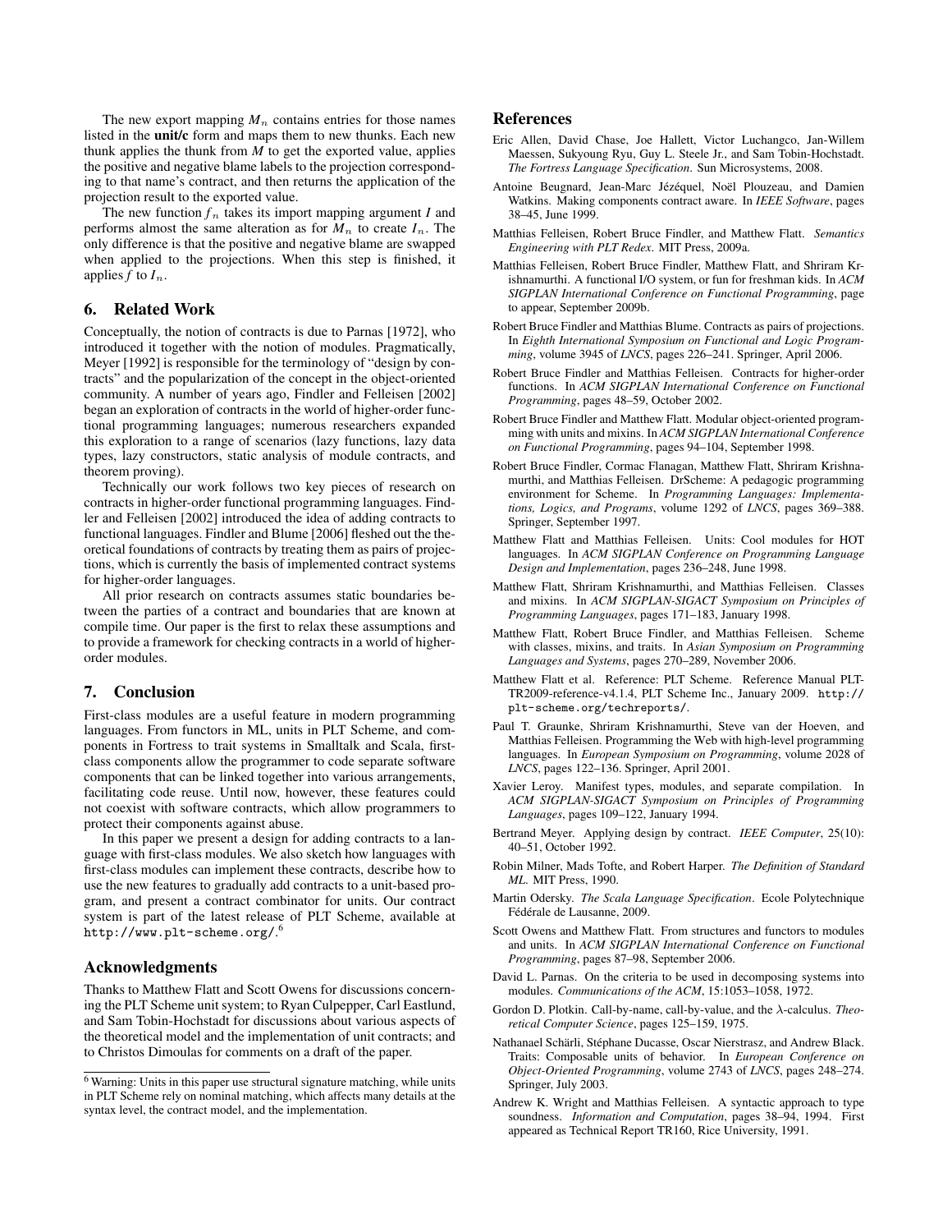The new export mapping $M_n$ contains entries for those names listed in the **unit/c** form and maps them to new thunks. Each new thunk applies the thunk from $M$ to get the exported value, applies the positive and negative blame labels to the projection corresponding to that name's contract, and then returns the application of the projection result to the exported value.

The new function $f_n$ takes its import mapping argument $I$ and performs almost the same alteration as for $M_n$ to create $I_n$. The only difference is that the positive and negative blame are swapped when applied to the projections. When this step is finished, it applies $f$ to $I_n$.

## 6. Related Work

Conceptually, the notion of contracts is due to Parnas [1972], who introduced it together with the notion of modules. Pragmatically, Meyer [1992] is responsible for the terminology of "design by contracts" and the popularization of the concept in the object-oriented community. A number of years ago, Findler and Felleisen [2002] began an exploration of contracts in the world of higher-order functional programming languages; numerous researchers expanded this exploration to a range of scenarios (lazy functions, lazy data types, lazy constructors, static analysis of module contracts, and theorem proving).

Technically our work follows two key pieces of research on contracts in higher-order functional programming languages. Findler and Felleisen [2002] introduced the idea of adding contracts to functional languages. Findler and Blume [2006] fleshed out the theoretical foundations of contracts by treating them as pairs of projections, which is currently the basis of implemented contract systems for higher-order languages.

All prior research on contracts assumes static boundaries between the parties of a contract and boundaries that are known at compile time. Our paper is the first to relax these assumptions and to provide a framework for checking contracts in a world of higher-order modules.

## 7. Conclusion

First-class modules are a useful feature in modern programming languages. From functors in ML, units in PLT Scheme, and components in Fortress to trait systems in Smalltalk and Scala, first-class components allow the programmer to code separate software components that can be linked together into various arrangements, facilitating code reuse. Until now, however, these features could not coexist with software contracts, which allow programmers to protect their components against abuse.

In this paper we present a design for adding contracts to a language with first-class modules. We also sketch how languages with first-class modules can implement these contracts, describe how to use the new features to gradually add contracts to a unit-based program, and present a contract combinator for units. Our contract system is part of the latest release of PLT Scheme, available at `http://www.plt-scheme.org/`.[6]

## Acknowledgments

Thanks to Matthew Flatt and Scott Owens for discussions concerning the PLT Scheme unit system; to Ryan Culpepper, Carl Eastlund, and Sam Tobin-Hochstadt for discussions about various aspects of the theoretical model and the implementation of unit contracts; and to Christos Dimoulas for comments on a draft of the paper.

[6] Warning: Units in this paper use structural signature matching, while units in PLT Scheme rely on nominal matching, which affects many details at the syntax level, the contract model, and the implementation.

## References

Eric Allen, David Chase, Joe Hallett, Victor Luchangco, Jan-Willem Maessen, Sukyoung Ryu, Guy L. Steele Jr., and Sam Tobin-Hochstadt. *The Fortress Language Specification*. Sun Microsystems, 2008.

Antoine Beugnard, Jean-Marc Jézéquel, Noël Plouzeau, and Damien Watkins. Making components contract aware. In *IEEE Software*, pages 38–45, June 1999.

Matthias Felleisen, Robert Bruce Findler, and Matthew Flatt. *Semantics Engineering with PLT Redex*. MIT Press, 2009a.

Matthias Felleisen, Robert Bruce Findler, Matthew Flatt, and Shriram Krishnamurthi. A functional I/O system, or fun for freshman kids. In *ACM SIGPLAN International Conference on Functional Programming*, page to appear, September 2009b.

Robert Bruce Findler and Matthias Blume. Contracts as pairs of projections. In *Eighth International Symposium on Functional and Logic Programming*, volume 3945 of *LNCS*, pages 226–241. Springer, April 2006.

Robert Bruce Findler and Matthias Felleisen. Contracts for higher-order functions. In *ACM SIGPLAN International Conference on Functional Programming*, pages 48–59, October 2002.

Robert Bruce Findler and Matthew Flatt. Modular object-oriented programming with units and mixins. In *ACM SIGPLAN International Conference on Functional Programming*, pages 94–104, September 1998.

Robert Bruce Findler, Cormac Flanagan, Matthew Flatt, Shriram Krishnamurthi, and Matthias Felleisen. DrScheme: A pedagogic programming environment for Scheme. In *Programming Languages: Implementations, Logics, and Programs*, volume 1292 of *LNCS*, pages 369–388. Springer, September 1997.

Matthew Flatt and Matthias Felleisen. Units: Cool modules for HOT languages. In *ACM SIGPLAN Conference on Programming Language Design and Implementation*, pages 236–248, June 1998.

Matthew Flatt, Shriram Krishnamurthi, and Matthias Felleisen. Classes and mixins. In *ACM SIGPLAN-SIGACT Symposium on Principles of Programming Languages*, pages 171–183, January 1998.

Matthew Flatt, Robert Bruce Findler, and Matthias Felleisen. Scheme with classes, mixins, and traits. In *Asian Symposium on Programming Languages and Systems*, pages 270–289, November 2006.

Matthew Flatt et al. Reference: PLT Scheme. Reference Manual PLT-TR2009-reference-v4.1.4, PLT Scheme Inc., January 2009. `http://plt-scheme.org/techreports/`.

Paul T. Graunke, Shriram Krishnamurthi, Steve van der Hoeven, and Matthias Felleisen. Programming the Web with high-level programming languages. In *European Symposium on Programming*, volume 2028 of *LNCS*, pages 122–136. Springer, April 2001.

Xavier Leroy. Manifest types, modules, and separate compilation. In *ACM SIGPLAN-SIGACT Symposium on Principles of Programming Languages*, pages 109–122, January 1994.

Bertrand Meyer. Applying design by contract. *IEEE Computer*, 25(10): 40–51, October 1992.

Robin Milner, Mads Tofte, and Robert Harper. *The Definition of Standard ML*. MIT Press, 1990.

Martin Odersky. *The Scala Language Specification*. Ecole Polytechnique Fédérale de Lausanne, 2009.

Scott Owens and Matthew Flatt. From structures and functors to modules and units. In *ACM SIGPLAN International Conference on Functional Programming*, pages 87–98, September 2006.

David L. Parnas. On the criteria to be used in decomposing systems into modules. *Communications of the ACM*, 15:1053–1058, 1972.

Gordon D. Plotkin. Call-by-name, call-by-value, and the $\lambda$-calculus. *Theoretical Computer Science*, pages 125–159, 1975.

Nathanael Schärli, Stéphane Ducasse, Oscar Nierstrasz, and Andrew Black. Traits: Composable units of behavior. In *European Conference on Object-Oriented Programming*, volume 2743 of *LNCS*, pages 248–274. Springer, July 2003.

Andrew K. Wright and Matthias Felleisen. A syntactic approach to type soundness. *Information and Computation*, pages 38–94, 1994. First appeared as Technical Report TR160, Rice University, 1991.